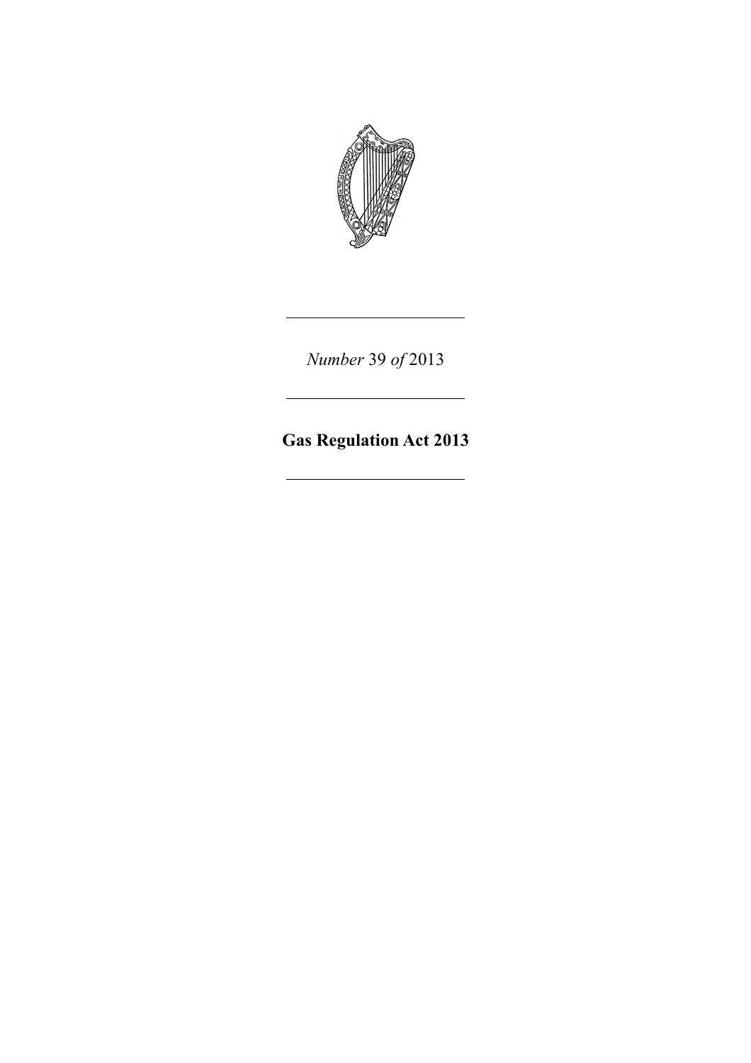*Number* 39 *of* 2013

---

# Gas Regulation Act 2013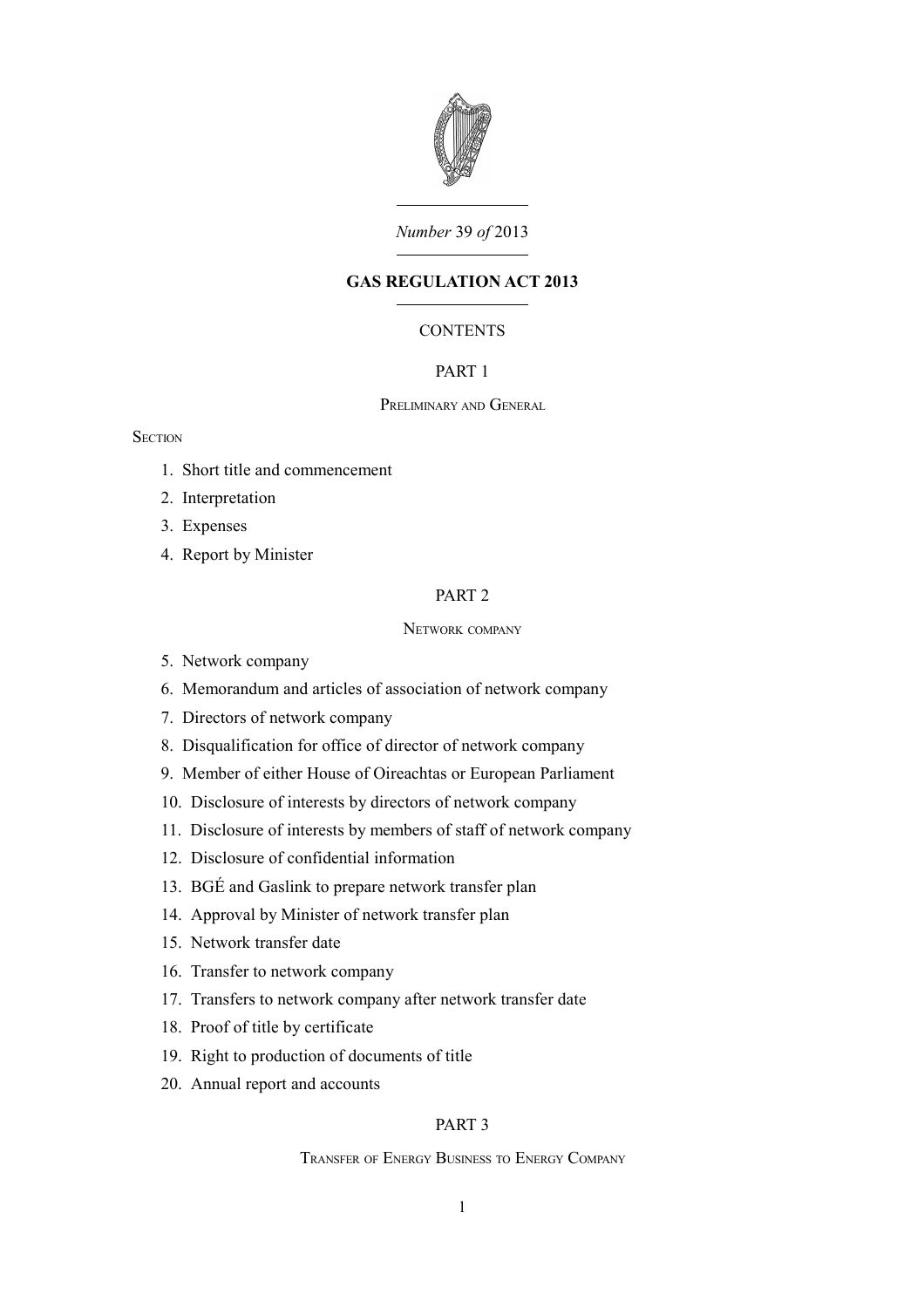*Number* 39 *of* 2013

# GAS REGULATION ACT 2013

CONTENTS

## PART 1

Preliminary and General

Section

1. Short title and commencement
2. Interpretation
3. Expenses
4. Report by Minister

## PART 2

Network company

5. Network company
6. Memorandum and articles of association of network company
7. Directors of network company
8. Disqualification for office of director of network company
9. Member of either House of Oireachtas or European Parliament
10. Disclosure of interests by directors of network company
11. Disclosure of interests by members of staff of network company
12. Disclosure of confidential information
13. BGÉ and Gaslink to prepare network transfer plan
14. Approval by Minister of network transfer plan
15. Network transfer date
16. Transfer to network company
17. Transfers to network company after network transfer date
18. Proof of title by certificate
19. Right to production of documents of title
20. Annual report and accounts

## PART 3

Transfer of Energy Business to Energy Company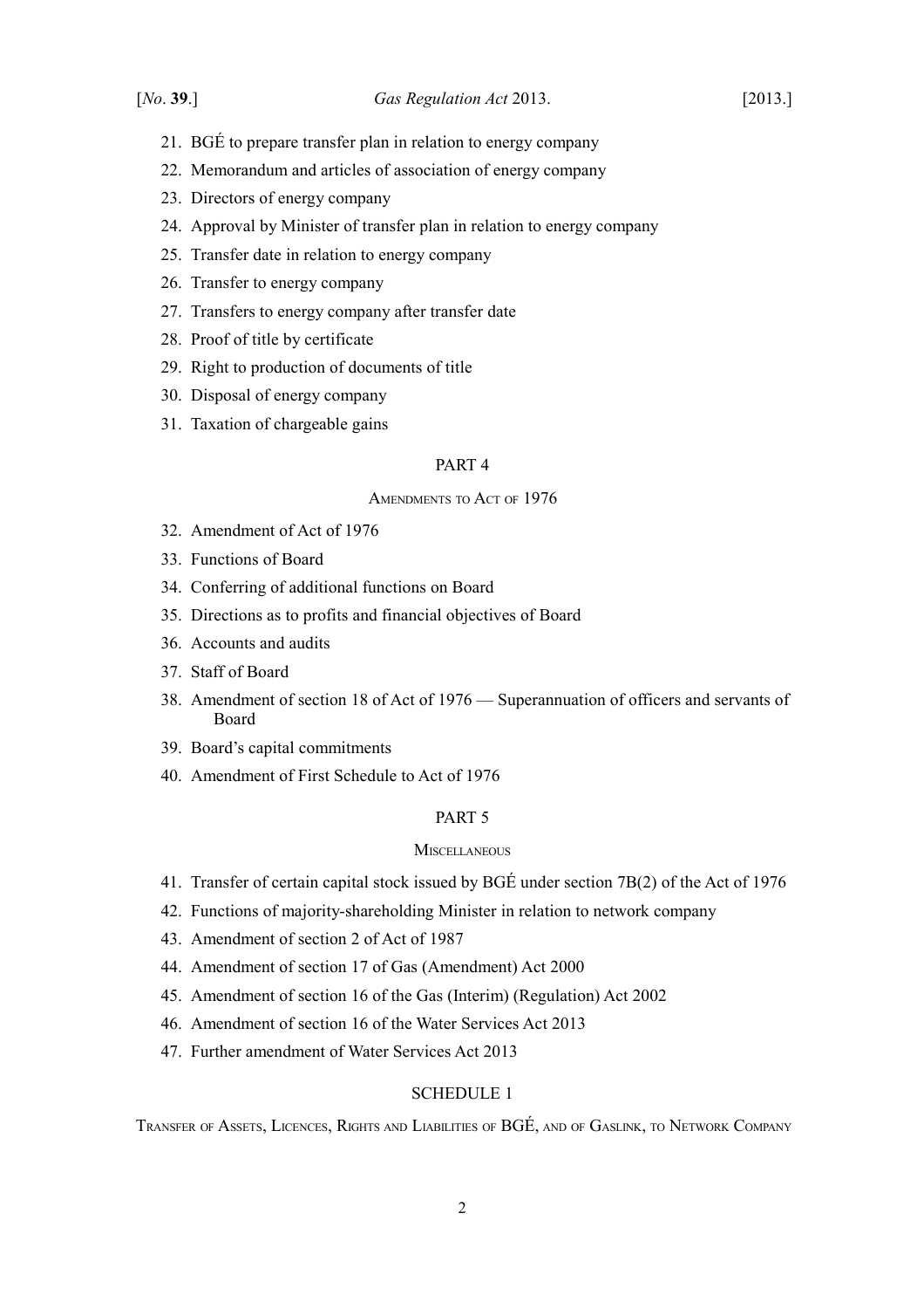21. BGÉ to prepare transfer plan in relation to energy company
22. Memorandum and articles of association of energy company
23. Directors of energy company
24. Approval by Minister of transfer plan in relation to energy company
25. Transfer date in relation to energy company
26. Transfer to energy company
27. Transfers to energy company after transfer date
28. Proof of title by certificate
29. Right to production of documents of title
30. Disposal of energy company
31. Taxation of chargeable gains

PART 4

AMENDMENTS TO ACT OF 1976

32. Amendment of Act of 1976
33. Functions of Board
34. Conferring of additional functions on Board
35. Directions as to profits and financial objectives of Board
36. Accounts and audits
37. Staff of Board
38. Amendment of section 18 of Act of 1976 — Superannuation of officers and servants of Board
39. Board's capital commitments
40. Amendment of First Schedule to Act of 1976

PART 5

MISCELLANEOUS

41. Transfer of certain capital stock issued by BGÉ under section 7B(2) of the Act of 1976
42. Functions of majority-shareholding Minister in relation to network company
43. Amendment of section 2 of Act of 1987
44. Amendment of section 17 of Gas (Amendment) Act 2000
45. Amendment of section 16 of the Gas (Interim) (Regulation) Act 2002
46. Amendment of section 16 of the Water Services Act 2013
47. Further amendment of Water Services Act 2013

SCHEDULE 1

TRANSFER OF ASSETS, LICENCES, RIGHTS AND LIABILITIES OF BGÉ, AND OF GASLINK, TO NETWORK COMPANY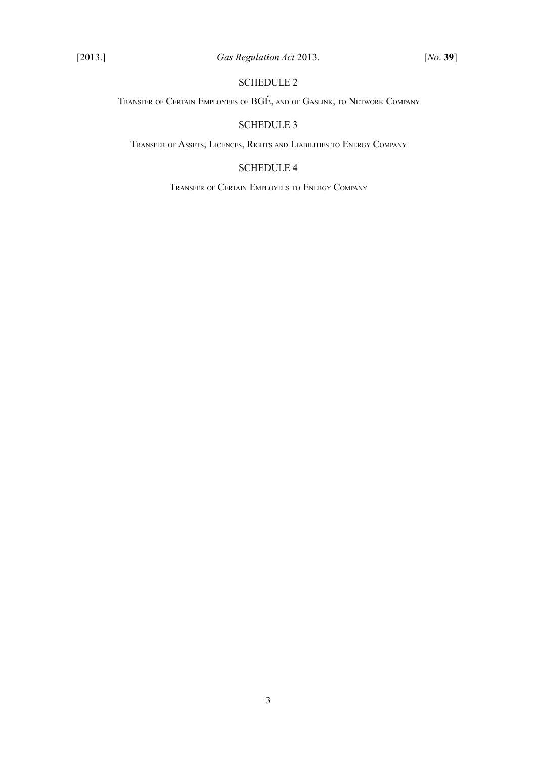SCHEDULE 2

Transfer of Certain Employees of BGÉ, and of Gaslink, to Network Company

SCHEDULE 3

Transfer of Assets, Licences, Rights and Liabilities to Energy Company

SCHEDULE 4

Transfer of Certain Employees to Energy Company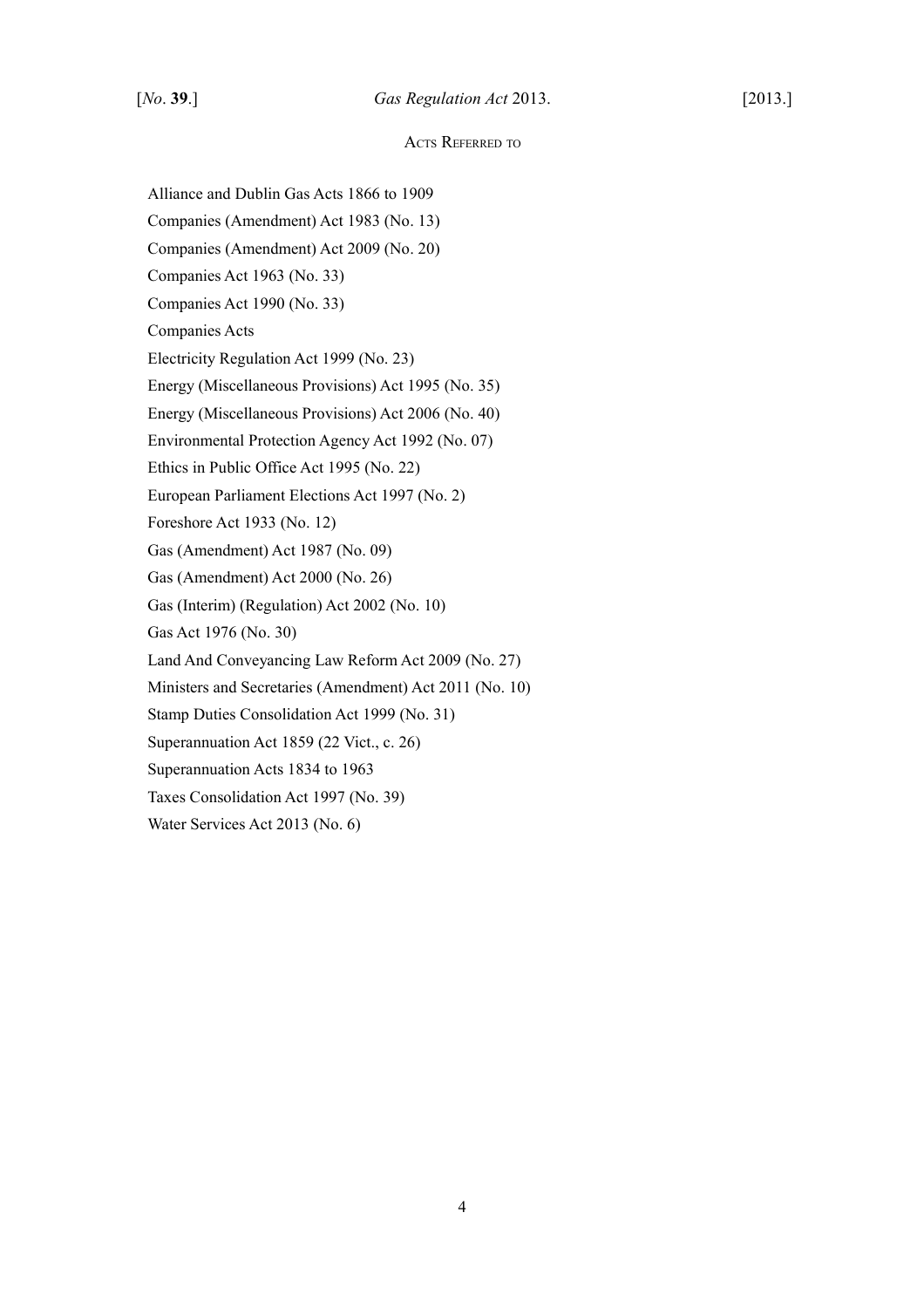## Acts Referred to

Alliance and Dublin Gas Acts 1866 to 1909

Companies (Amendment) Act 1983 (No. 13)

Companies (Amendment) Act 2009 (No. 20)

Companies Act 1963 (No. 33)

Companies Act 1990 (No. 33)

Companies Acts

Electricity Regulation Act 1999 (No. 23)

Energy (Miscellaneous Provisions) Act 1995 (No. 35)

Energy (Miscellaneous Provisions) Act 2006 (No. 40)

Environmental Protection Agency Act 1992 (No. 07)

Ethics in Public Office Act 1995 (No. 22)

European Parliament Elections Act 1997 (No. 2)

Foreshore Act 1933 (No. 12)

Gas (Amendment) Act 1987 (No. 09)

Gas (Amendment) Act 2000 (No. 26)

Gas (Interim) (Regulation) Act 2002 (No. 10)

Gas Act 1976 (No. 30)

Land And Conveyancing Law Reform Act 2009 (No. 27)

Ministers and Secretaries (Amendment) Act 2011 (No. 10)

Stamp Duties Consolidation Act 1999 (No. 31)

Superannuation Act 1859 (22 Vict., c. 26)

Superannuation Acts 1834 to 1963

Taxes Consolidation Act 1997 (No. 39)

Water Services Act 2013 (No. 6)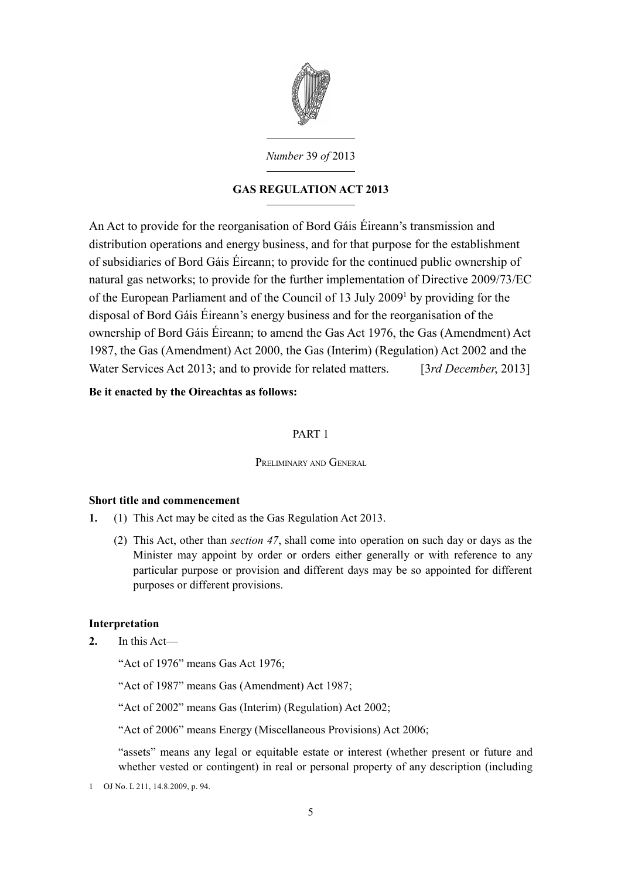*Number* 39 *of* 2013

**GAS REGULATION ACT 2013**

An Act to provide for the reorganisation of Bord Gáis Éireann's transmission and distribution operations and energy business, and for that purpose for the establishment of subsidiaries of Bord Gáis Éireann; to provide for the continued public ownership of natural gas networks; to provide for the further implementation of Directive 2009/73/EC of the European Parliament and of the Council of 13 July 2009[1] by providing for the disposal of Bord Gáis Éireann's energy business and for the reorganisation of the ownership of Bord Gáis Éireann; to amend the Gas Act 1976, the Gas (Amendment) Act 1987, the Gas (Amendment) Act 2000, the Gas (Interim) (Regulation) Act 2002 and the Water Services Act 2013; and to provide for related matters. [3*rd December*, 2013]

**Be it enacted by the Oireachtas as follows:**

PART 1

PRELIMINARY AND GENERAL

**Short title and commencement**

**1.** (1) This Act may be cited as the Gas Regulation Act 2013.

(2) This Act, other than *section 47*, shall come into operation on such day or days as the Minister may appoint by order or orders either generally or with reference to any particular purpose or provision and different days may be so appointed for different purposes or different provisions.

**Interpretation**

**2.** In this Act—

"Act of 1976" means Gas Act 1976;

"Act of 1987" means Gas (Amendment) Act 1987;

"Act of 2002" means Gas (Interim) (Regulation) Act 2002;

"Act of 2006" means Energy (Miscellaneous Provisions) Act 2006;

"assets" means any legal or equitable estate or interest (whether present or future and whether vested or contingent) in real or personal property of any description (including

1 OJ No. L 211, 14.8.2009, p. 94.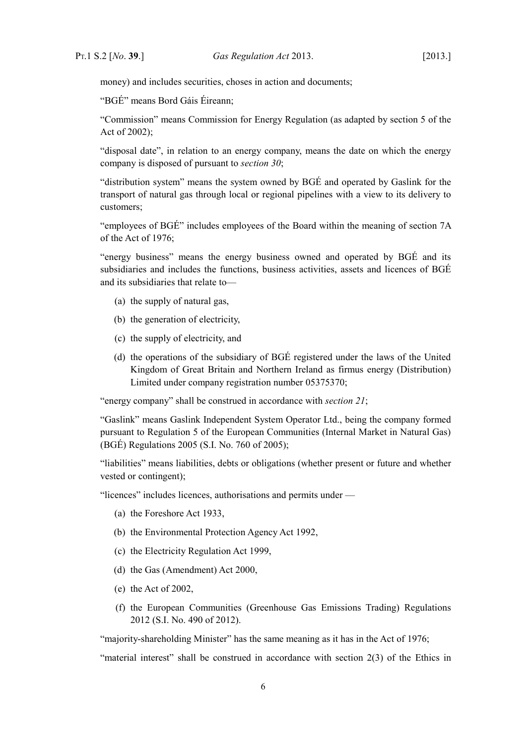money) and includes securities, choses in action and documents;

"BGÉ" means Bord Gáis Éireann;

"Commission" means Commission for Energy Regulation (as adapted by section 5 of the Act of 2002);

"disposal date", in relation to an energy company, means the date on which the energy company is disposed of pursuant to *section 30*;

"distribution system" means the system owned by BGÉ and operated by Gaslink for the transport of natural gas through local or regional pipelines with a view to its delivery to customers;

"employees of BGÉ" includes employees of the Board within the meaning of section 7A of the Act of 1976;

"energy business" means the energy business owned and operated by BGÉ and its subsidiaries and includes the functions, business activities, assets and licences of BGÉ and its subsidiaries that relate to—

(a) the supply of natural gas,

(b) the generation of electricity,

(c) the supply of electricity, and

(d) the operations of the subsidiary of BGÉ registered under the laws of the United Kingdom of Great Britain and Northern Ireland as firmus energy (Distribution) Limited under company registration number 05375370;

"energy company" shall be construed in accordance with *section 21*;

"Gaslink" means Gaslink Independent System Operator Ltd., being the company formed pursuant to Regulation 5 of the European Communities (Internal Market in Natural Gas) (BGÉ) Regulations 2005 (S.I. No. 760 of 2005);

"liabilities" means liabilities, debts or obligations (whether present or future and whether vested or contingent);

"licences" includes licences, authorisations and permits under —

(a) the Foreshore Act 1933,

(b) the Environmental Protection Agency Act 1992,

(c) the Electricity Regulation Act 1999,

(d) the Gas (Amendment) Act 2000,

(e) the Act of 2002,

(f) the European Communities (Greenhouse Gas Emissions Trading) Regulations 2012 (S.I. No. 490 of 2012).

"majority-shareholding Minister" has the same meaning as it has in the Act of 1976;

"material interest" shall be construed in accordance with section 2(3) of the Ethics in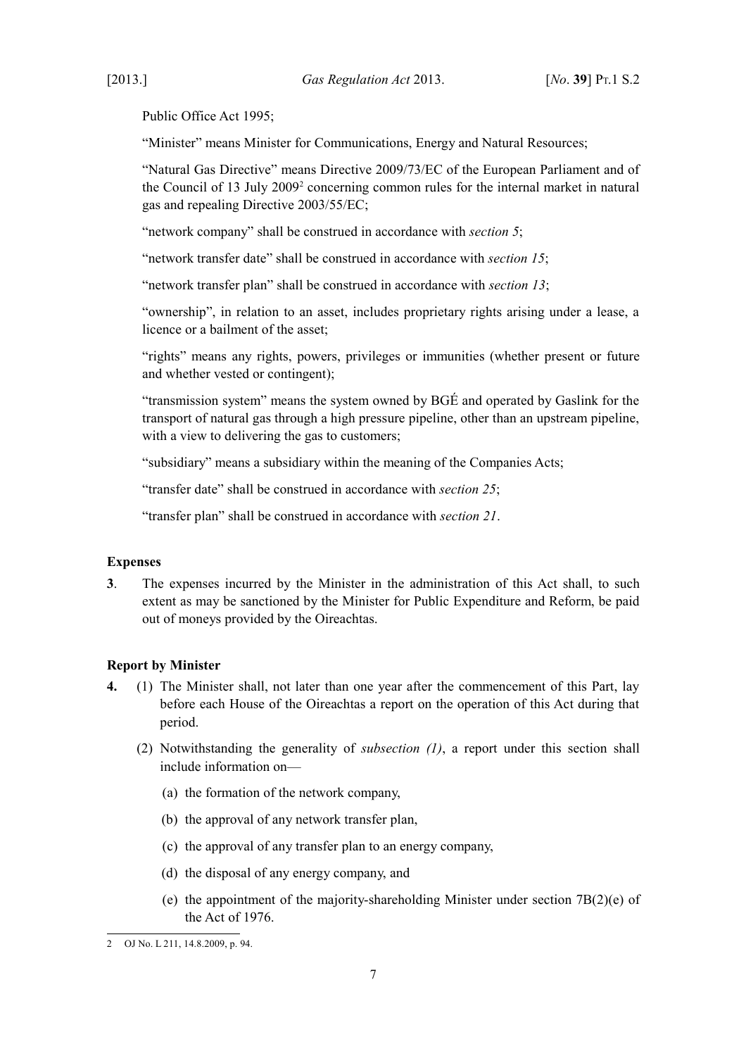Public Office Act 1995;

"Minister" means Minister for Communications, Energy and Natural Resources;

"Natural Gas Directive" means Directive 2009/73/EC of the European Parliament and of the Council of 13 July 2009[2] concerning common rules for the internal market in natural gas and repealing Directive 2003/55/EC;

"network company" shall be construed in accordance with *section 5*;

"network transfer date" shall be construed in accordance with *section 15*;

"network transfer plan" shall be construed in accordance with *section 13*;

"ownership", in relation to an asset, includes proprietary rights arising under a lease, a licence or a bailment of the asset;

"rights" means any rights, powers, privileges or immunities (whether present or future and whether vested or contingent);

"transmission system" means the system owned by BGÉ and operated by Gaslink for the transport of natural gas through a high pressure pipeline, other than an upstream pipeline, with a view to delivering the gas to customers;

"subsidiary" means a subsidiary within the meaning of the Companies Acts;

"transfer date" shall be construed in accordance with *section 25*;

"transfer plan" shall be construed in accordance with *section 21*.

**Expenses**

**3**. The expenses incurred by the Minister in the administration of this Act shall, to such extent as may be sanctioned by the Minister for Public Expenditure and Reform, be paid out of moneys provided by the Oireachtas.

**Report by Minister**

**4.** (1) The Minister shall, not later than one year after the commencement of this Part, lay before each House of the Oireachtas a report on the operation of this Act during that period.

(2) Notwithstanding the generality of *subsection (1)*, a report under this section shall include information on—

(a) the formation of the network company,

(b) the approval of any network transfer plan,

(c) the approval of any transfer plan to an energy company,

(d) the disposal of any energy company, and

(e) the appointment of the majority-shareholding Minister under section 7B(2)(e) of the Act of 1976.

---

2 OJ No. L 211, 14.8.2009, p. 94.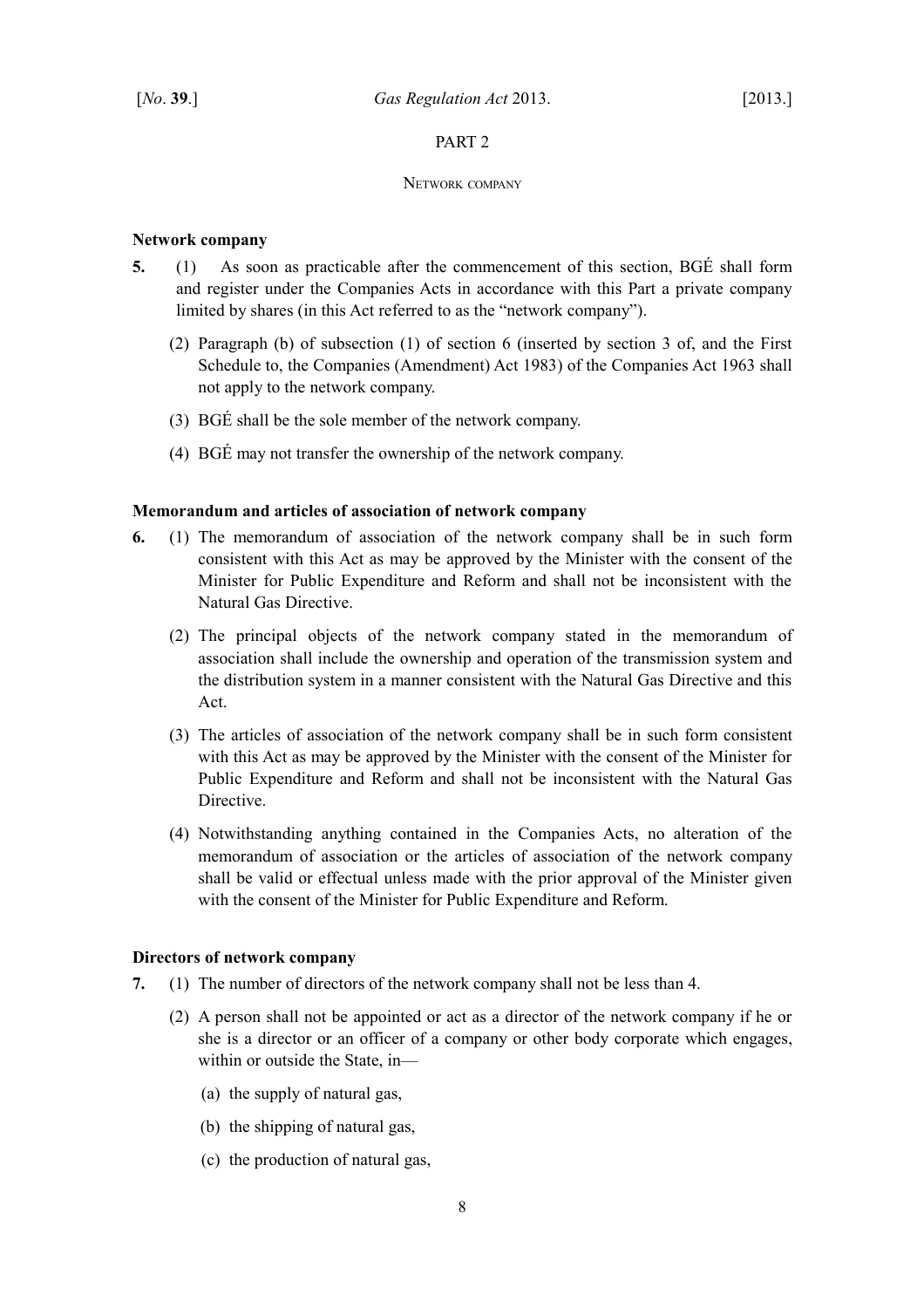PART 2

NETWORK COMPANY

**Network company**

**5.** (1) As soon as practicable after the commencement of this section, BGÉ shall form and register under the Companies Acts in accordance with this Part a private company limited by shares (in this Act referred to as the "network company").

(2) Paragraph (b) of subsection (1) of section 6 (inserted by section 3 of, and the First Schedule to, the Companies (Amendment) Act 1983) of the Companies Act 1963 shall not apply to the network company.

(3) BGÉ shall be the sole member of the network company.

(4) BGÉ may not transfer the ownership of the network company.

**Memorandum and articles of association of network company**

**6.** (1) The memorandum of association of the network company shall be in such form consistent with this Act as may be approved by the Minister with the consent of the Minister for Public Expenditure and Reform and shall not be inconsistent with the Natural Gas Directive.

(2) The principal objects of the network company stated in the memorandum of association shall include the ownership and operation of the transmission system and the distribution system in a manner consistent with the Natural Gas Directive and this Act.

(3) The articles of association of the network company shall be in such form consistent with this Act as may be approved by the Minister with the consent of the Minister for Public Expenditure and Reform and shall not be inconsistent with the Natural Gas Directive.

(4) Notwithstanding anything contained in the Companies Acts, no alteration of the memorandum of association or the articles of association of the network company shall be valid or effectual unless made with the prior approval of the Minister given with the consent of the Minister for Public Expenditure and Reform.

**Directors of network company**

**7.** (1) The number of directors of the network company shall not be less than 4.

(2) A person shall not be appointed or act as a director of the network company if he or she is a director or an officer of a company or other body corporate which engages, within or outside the State, in—

(a) the supply of natural gas,

(b) the shipping of natural gas,

(c) the production of natural gas,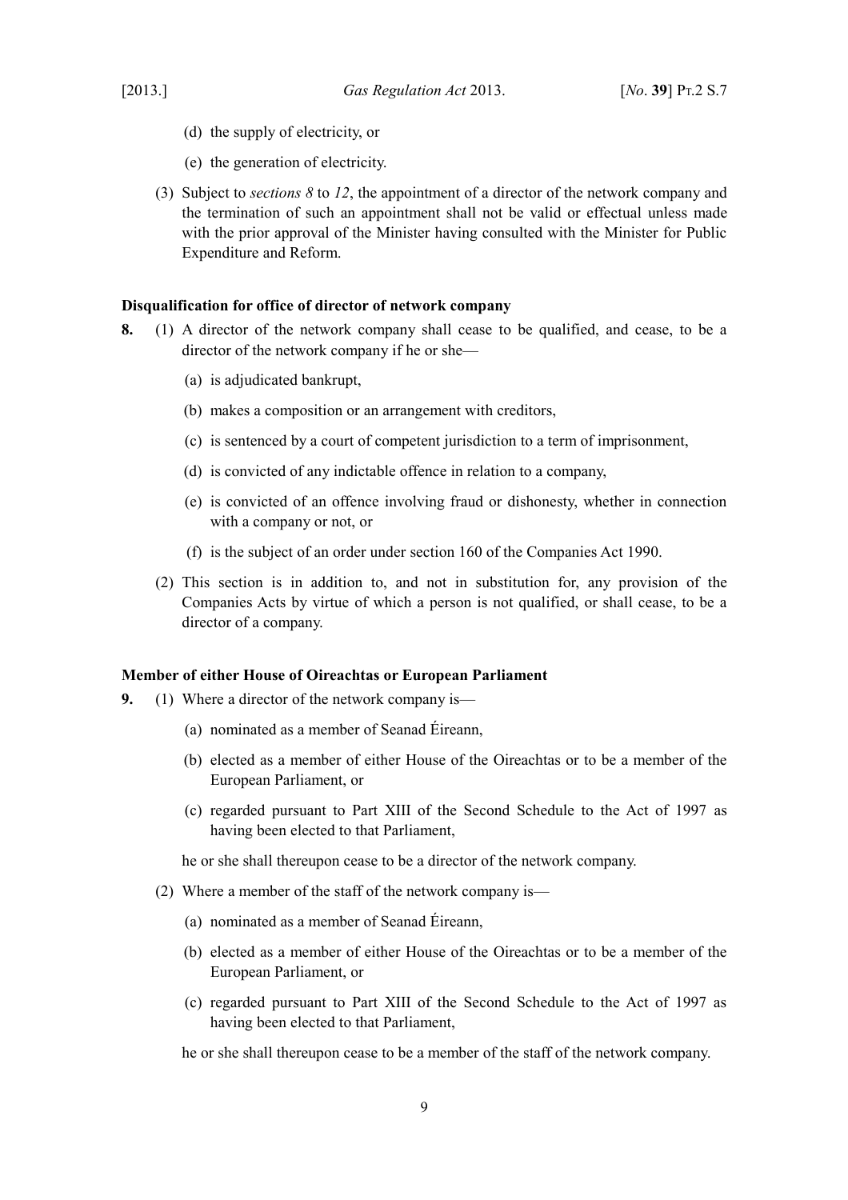(d) the supply of electricity, or

(e) the generation of electricity.

(3) Subject to *sections 8* to *12*, the appointment of a director of the network company and the termination of such an appointment shall not be valid or effectual unless made with the prior approval of the Minister having consulted with the Minister for Public Expenditure and Reform.

**Disqualification for office of director of network company**

**8.** (1) A director of the network company shall cease to be qualified, and cease, to be a director of the network company if he or she—

(a) is adjudicated bankrupt,

(b) makes a composition or an arrangement with creditors,

(c) is sentenced by a court of competent jurisdiction to a term of imprisonment,

(d) is convicted of any indictable offence in relation to a company,

(e) is convicted of an offence involving fraud or dishonesty, whether in connection with a company or not, or

(f) is the subject of an order under section 160 of the Companies Act 1990.

(2) This section is in addition to, and not in substitution for, any provision of the Companies Acts by virtue of which a person is not qualified, or shall cease, to be a director of a company.

**Member of either House of Oireachtas or European Parliament**

**9.** (1) Where a director of the network company is—

(a) nominated as a member of Seanad Éireann,

(b) elected as a member of either House of the Oireachtas or to be a member of the European Parliament, or

(c) regarded pursuant to Part XIII of the Second Schedule to the Act of 1997 as having been elected to that Parliament,

he or she shall thereupon cease to be a director of the network company.

(2) Where a member of the staff of the network company is—

(a) nominated as a member of Seanad Éireann,

(b) elected as a member of either House of the Oireachtas or to be a member of the European Parliament, or

(c) regarded pursuant to Part XIII of the Second Schedule to the Act of 1997 as having been elected to that Parliament,

he or she shall thereupon cease to be a member of the staff of the network company.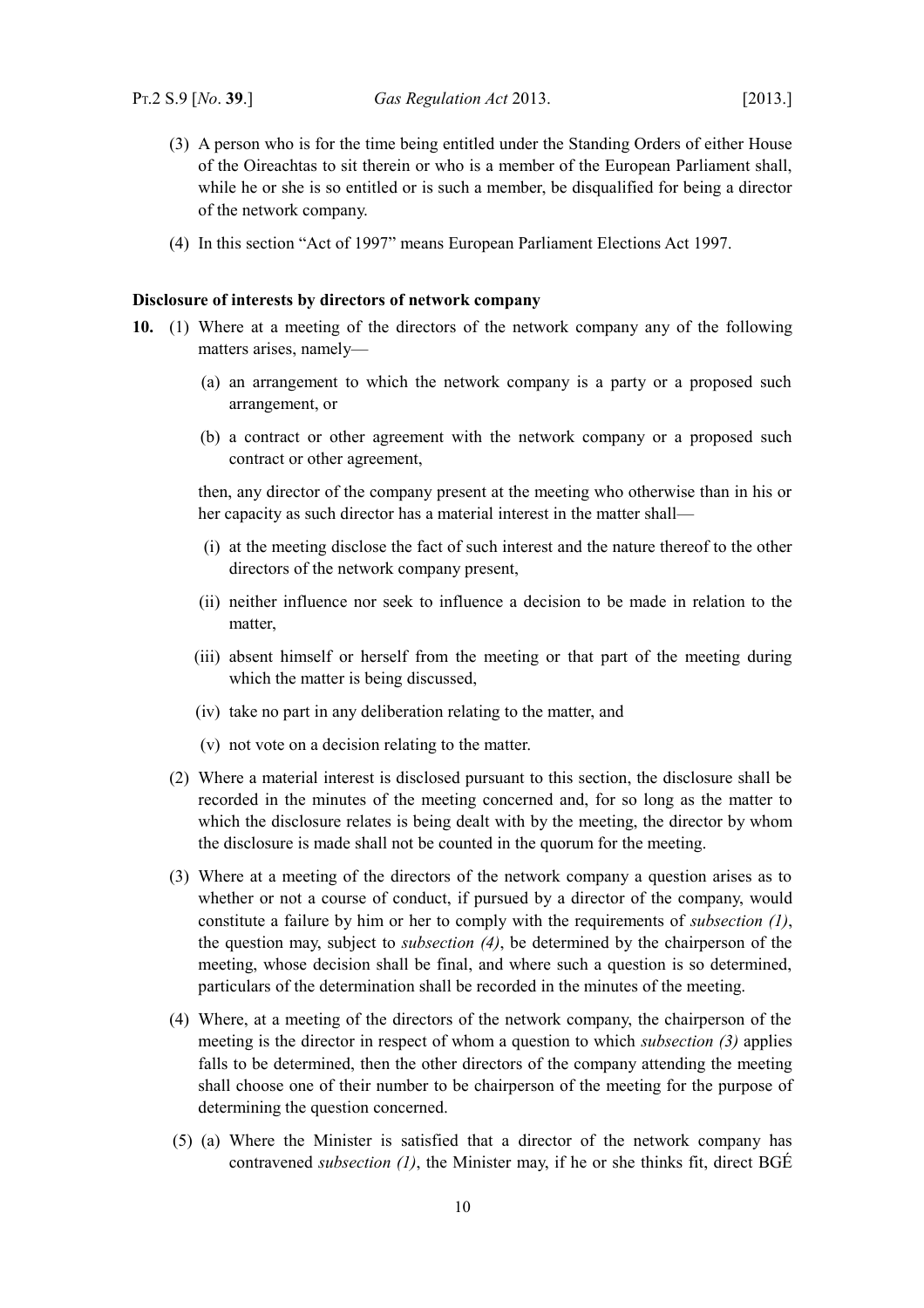(3) A person who is for the time being entitled under the Standing Orders of either House of the Oireachtas to sit therein or who is a member of the European Parliament shall, while he or she is so entitled or is such a member, be disqualified for being a director of the network company.

(4) In this section "Act of 1997" means European Parliament Elections Act 1997.

**Disclosure of interests by directors of network company**

**10.** (1) Where at a meeting of the directors of the network company any of the following matters arises, namely—

(a) an arrangement to which the network company is a party or a proposed such arrangement, or

(b) a contract or other agreement with the network company or a proposed such contract or other agreement,

then, any director of the company present at the meeting who otherwise than in his or her capacity as such director has a material interest in the matter shall—

(i) at the meeting disclose the fact of such interest and the nature thereof to the other directors of the network company present,

(ii) neither influence nor seek to influence a decision to be made in relation to the matter,

(iii) absent himself or herself from the meeting or that part of the meeting during which the matter is being discussed,

(iv) take no part in any deliberation relating to the matter, and

(v) not vote on a decision relating to the matter.

(2) Where a material interest is disclosed pursuant to this section, the disclosure shall be recorded in the minutes of the meeting concerned and, for so long as the matter to which the disclosure relates is being dealt with by the meeting, the director by whom the disclosure is made shall not be counted in the quorum for the meeting.

(3) Where at a meeting of the directors of the network company a question arises as to whether or not a course of conduct, if pursued by a director of the company, would constitute a failure by him or her to comply with the requirements of *subsection (1)*, the question may, subject to *subsection (4)*, be determined by the chairperson of the meeting, whose decision shall be final, and where such a question is so determined, particulars of the determination shall be recorded in the minutes of the meeting.

(4) Where, at a meeting of the directors of the network company, the chairperson of the meeting is the director in respect of whom a question to which *subsection (3)* applies falls to be determined, then the other directors of the company attending the meeting shall choose one of their number to be chairperson of the meeting for the purpose of determining the question concerned.

(5) (a) Where the Minister is satisfied that a director of the network company has contravened *subsection (1)*, the Minister may, if he or she thinks fit, direct BGÉ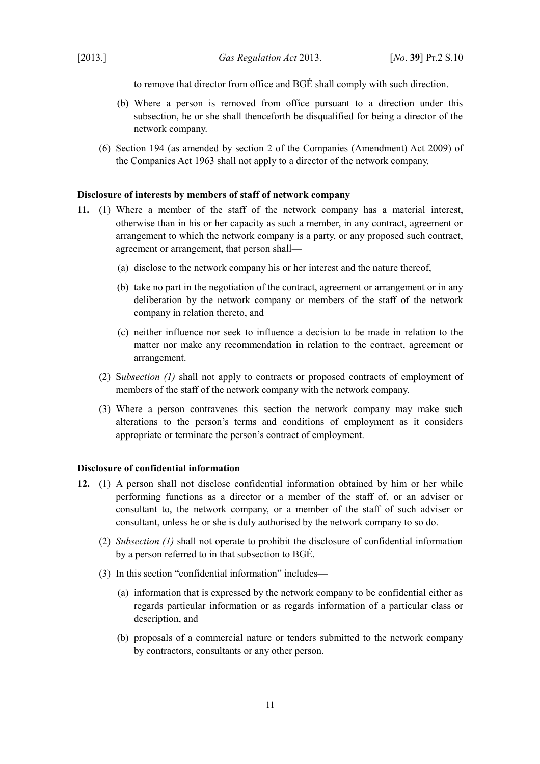to remove that director from office and BGÉ shall comply with such direction.

(b) Where a person is removed from office pursuant to a direction under this subsection, he or she shall thenceforth be disqualified for being a director of the network company.

(6) Section 194 (as amended by section 2 of the Companies (Amendment) Act 2009) of the Companies Act 1963 shall not apply to a director of the network company.

**Disclosure of interests by members of staff of network company**

**11.** (1) Where a member of the staff of the network company has a material interest, otherwise than in his or her capacity as such a member, in any contract, agreement or arrangement to which the network company is a party, or any proposed such contract, agreement or arrangement, that person shall—

(a) disclose to the network company his or her interest and the nature thereof,

(b) take no part in the negotiation of the contract, agreement or arrangement or in any deliberation by the network company or members of the staff of the network company in relation thereto, and

(c) neither influence nor seek to influence a decision to be made in relation to the matter nor make any recommendation in relation to the contract, agreement or arrangement.

(2) S*ubsection (1)* shall not apply to contracts or proposed contracts of employment of members of the staff of the network company with the network company.

(3) Where a person contravenes this section the network company may make such alterations to the person's terms and conditions of employment as it considers appropriate or terminate the person's contract of employment.

**Disclosure of confidential information**

**12.** (1) A person shall not disclose confidential information obtained by him or her while performing functions as a director or a member of the staff of, or an adviser or consultant to, the network company, or a member of the staff of such adviser or consultant, unless he or she is duly authorised by the network company to so do.

(2) *Subsection (1)* shall not operate to prohibit the disclosure of confidential information by a person referred to in that subsection to BGÉ.

(3) In this section "confidential information" includes—

(a) information that is expressed by the network company to be confidential either as regards particular information or as regards information of a particular class or description, and

(b) proposals of a commercial nature or tenders submitted to the network company by contractors, consultants or any other person.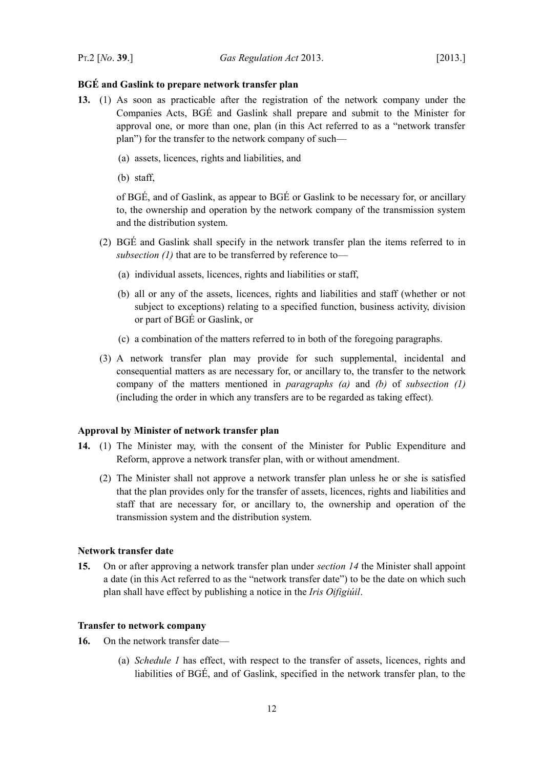**BGÉ and Gaslink to prepare network transfer plan**

**13.** (1) As soon as practicable after the registration of the network company under the Companies Acts, BGÉ and Gaslink shall prepare and submit to the Minister for approval one, or more than one, plan (in this Act referred to as a "network transfer plan") for the transfer to the network company of such—

(a) assets, licences, rights and liabilities, and

(b) staff,

of BGÉ, and of Gaslink, as appear to BGÉ or Gaslink to be necessary for, or ancillary to, the ownership and operation by the network company of the transmission system and the distribution system.

(2) BGÉ and Gaslink shall specify in the network transfer plan the items referred to in *subsection (1)* that are to be transferred by reference to—

(a) individual assets, licences, rights and liabilities or staff,

(b) all or any of the assets, licences, rights and liabilities and staff (whether or not subject to exceptions) relating to a specified function, business activity, division or part of BGÉ or Gaslink, or

(c) a combination of the matters referred to in both of the foregoing paragraphs.

(3) A network transfer plan may provide for such supplemental, incidental and consequential matters as are necessary for, or ancillary to, the transfer to the network company of the matters mentioned in *paragraphs (a)* and *(b)* of *subsection (1)* (including the order in which any transfers are to be regarded as taking effect).

**Approval by Minister of network transfer plan**

**14.** (1) The Minister may, with the consent of the Minister for Public Expenditure and Reform, approve a network transfer plan, with or without amendment.

(2) The Minister shall not approve a network transfer plan unless he or she is satisfied that the plan provides only for the transfer of assets, licences, rights and liabilities and staff that are necessary for, or ancillary to, the ownership and operation of the transmission system and the distribution system.

**Network transfer date**

**15.** On or after approving a network transfer plan under *section 14* the Minister shall appoint a date (in this Act referred to as the "network transfer date") to be the date on which such plan shall have effect by publishing a notice in the *Iris Oifigiúil*.

**Transfer to network company**

**16.** On the network transfer date—

(a) *Schedule 1* has effect, with respect to the transfer of assets, licences, rights and liabilities of BGÉ, and of Gaslink, specified in the network transfer plan, to the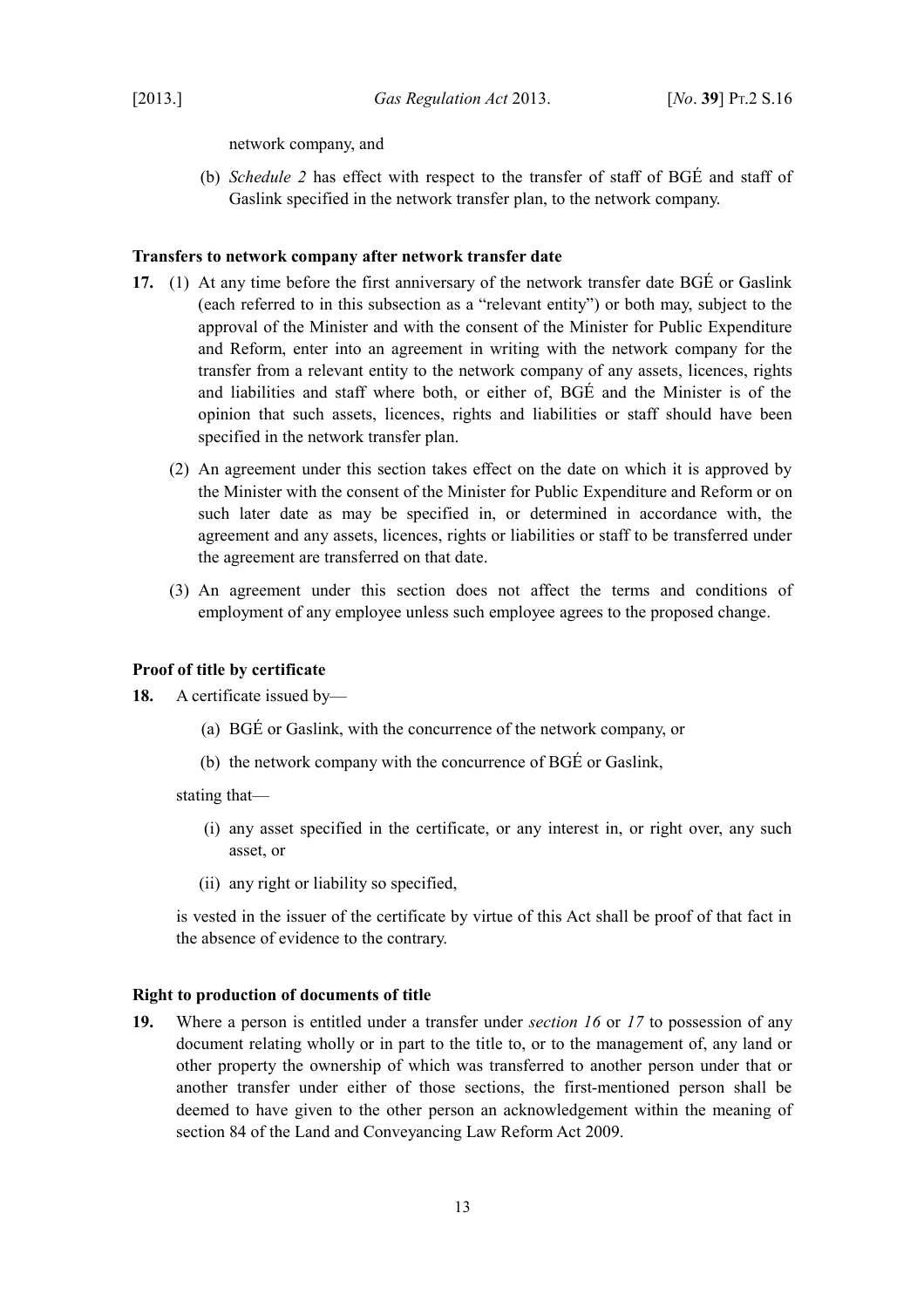network company, and

(b) *Schedule 2* has effect with respect to the transfer of staff of BGÉ and staff of Gaslink specified in the network transfer plan, to the network company.

**Transfers to network company after network transfer date**

**17.** (1) At any time before the first anniversary of the network transfer date BGÉ or Gaslink (each referred to in this subsection as a "relevant entity") or both may, subject to the approval of the Minister and with the consent of the Minister for Public Expenditure and Reform, enter into an agreement in writing with the network company for the transfer from a relevant entity to the network company of any assets, licences, rights and liabilities and staff where both, or either of, BGÉ and the Minister is of the opinion that such assets, licences, rights and liabilities or staff should have been specified in the network transfer plan.

(2) An agreement under this section takes effect on the date on which it is approved by the Minister with the consent of the Minister for Public Expenditure and Reform or on such later date as may be specified in, or determined in accordance with, the agreement and any assets, licences, rights or liabilities or staff to be transferred under the agreement are transferred on that date.

(3) An agreement under this section does not affect the terms and conditions of employment of any employee unless such employee agrees to the proposed change.

**Proof of title by certificate**

**18.** A certificate issued by—

(a) BGÉ or Gaslink, with the concurrence of the network company, or

(b) the network company with the concurrence of BGÉ or Gaslink,

stating that—

(i) any asset specified in the certificate, or any interest in, or right over, any such asset, or

(ii) any right or liability so specified,

is vested in the issuer of the certificate by virtue of this Act shall be proof of that fact in the absence of evidence to the contrary.

**Right to production of documents of title**

**19.** Where a person is entitled under a transfer under *section 16* or *17* to possession of any document relating wholly or in part to the title to, or to the management of, any land or other property the ownership of which was transferred to another person under that or another transfer under either of those sections, the first-mentioned person shall be deemed to have given to the other person an acknowledgement within the meaning of section 84 of the Land and Conveyancing Law Reform Act 2009.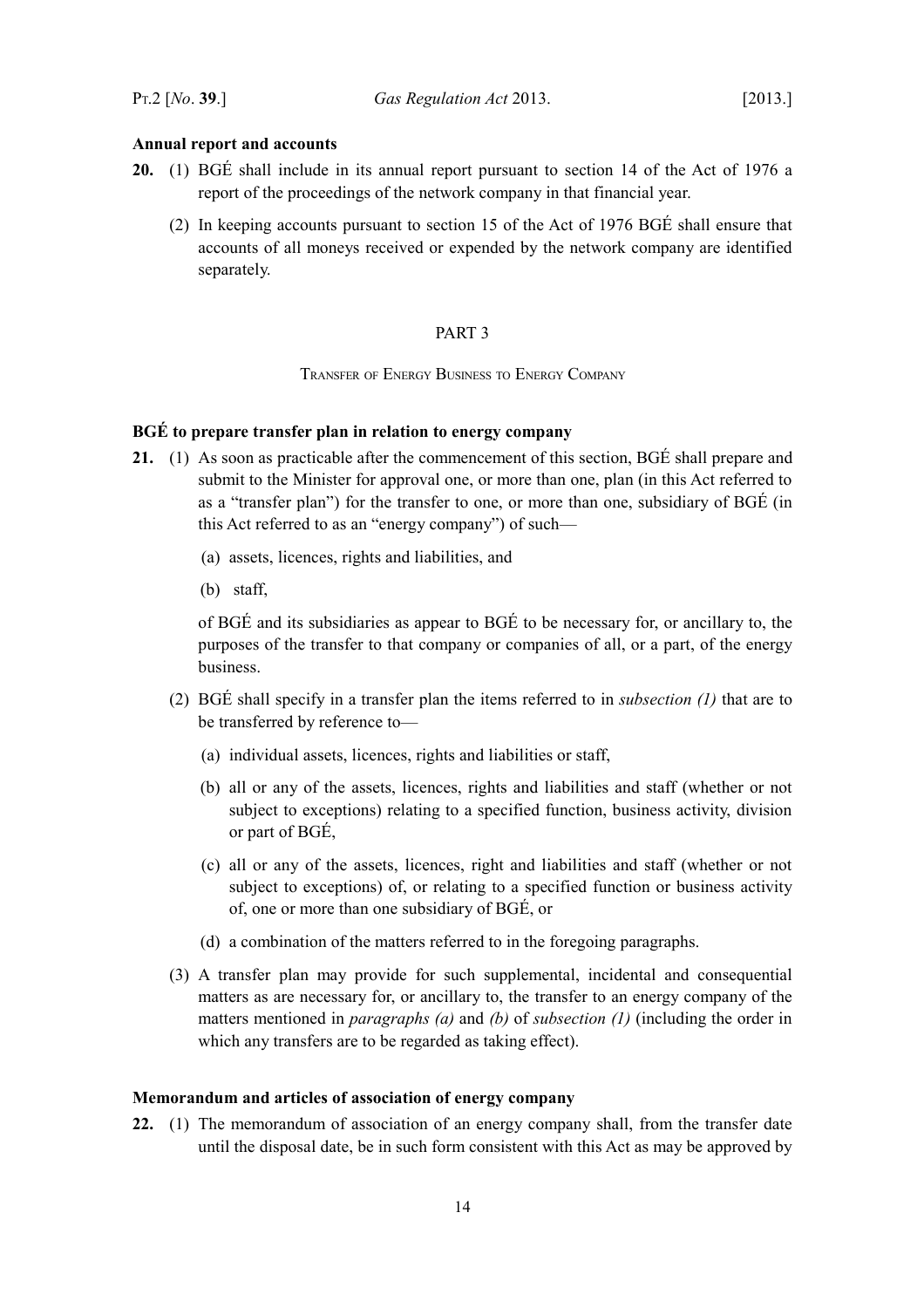**Annual report and accounts**

**20.** (1) BGÉ shall include in its annual report pursuant to section 14 of the Act of 1976 a report of the proceedings of the network company in that financial year.

(2) In keeping accounts pursuant to section 15 of the Act of 1976 BGÉ shall ensure that accounts of all moneys received or expended by the network company are identified separately.

## PART 3

### Transfer of Energy Business to Energy Company

**BGÉ to prepare transfer plan in relation to energy company**

**21.** (1) As soon as practicable after the commencement of this section, BGÉ shall prepare and submit to the Minister for approval one, or more than one, plan (in this Act referred to as a "transfer plan") for the transfer to one, or more than one, subsidiary of BGÉ (in this Act referred to as an "energy company") of such—

(a) assets, licences, rights and liabilities, and

(b) staff,

of BGÉ and its subsidiaries as appear to BGÉ to be necessary for, or ancillary to, the purposes of the transfer to that company or companies of all, or a part, of the energy business.

(2) BGÉ shall specify in a transfer plan the items referred to in *subsection (1)* that are to be transferred by reference to—

(a) individual assets, licences, rights and liabilities or staff,

(b) all or any of the assets, licences, rights and liabilities and staff (whether or not subject to exceptions) relating to a specified function, business activity, division or part of BGÉ,

(c) all or any of the assets, licences, right and liabilities and staff (whether or not subject to exceptions) of, or relating to a specified function or business activity of, one or more than one subsidiary of BGÉ, or

(d) a combination of the matters referred to in the foregoing paragraphs.

(3) A transfer plan may provide for such supplemental, incidental and consequential matters as are necessary for, or ancillary to, the transfer to an energy company of the matters mentioned in *paragraphs (a)* and *(b)* of *subsection (1)* (including the order in which any transfers are to be regarded as taking effect).

**Memorandum and articles of association of energy company**

**22.** (1) The memorandum of association of an energy company shall, from the transfer date until the disposal date, be in such form consistent with this Act as may be approved by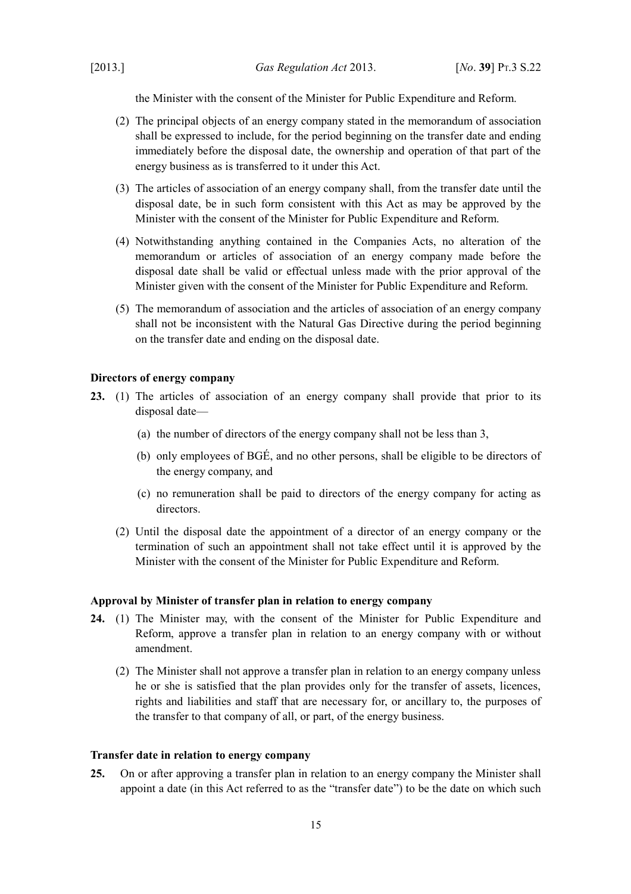the Minister with the consent of the Minister for Public Expenditure and Reform.

(2) The principal objects of an energy company stated in the memorandum of association shall be expressed to include, for the period beginning on the transfer date and ending immediately before the disposal date, the ownership and operation of that part of the energy business as is transferred to it under this Act.

(3) The articles of association of an energy company shall, from the transfer date until the disposal date, be in such form consistent with this Act as may be approved by the Minister with the consent of the Minister for Public Expenditure and Reform.

(4) Notwithstanding anything contained in the Companies Acts, no alteration of the memorandum or articles of association of an energy company made before the disposal date shall be valid or effectual unless made with the prior approval of the Minister given with the consent of the Minister for Public Expenditure and Reform.

(5) The memorandum of association and the articles of association of an energy company shall not be inconsistent with the Natural Gas Directive during the period beginning on the transfer date and ending on the disposal date.

**Directors of energy company**

**23.** (1) The articles of association of an energy company shall provide that prior to its disposal date—

(a) the number of directors of the energy company shall not be less than 3,

(b) only employees of BGÉ, and no other persons, shall be eligible to be directors of the energy company, and

(c) no remuneration shall be paid to directors of the energy company for acting as directors.

(2) Until the disposal date the appointment of a director of an energy company or the termination of such an appointment shall not take effect until it is approved by the Minister with the consent of the Minister for Public Expenditure and Reform.

**Approval by Minister of transfer plan in relation to energy company**

**24.** (1) The Minister may, with the consent of the Minister for Public Expenditure and Reform, approve a transfer plan in relation to an energy company with or without amendment.

(2) The Minister shall not approve a transfer plan in relation to an energy company unless he or she is satisfied that the plan provides only for the transfer of assets, licences, rights and liabilities and staff that are necessary for, or ancillary to, the purposes of the transfer to that company of all, or part, of the energy business.

**Transfer date in relation to energy company**

**25.** On or after approving a transfer plan in relation to an energy company the Minister shall appoint a date (in this Act referred to as the "transfer date") to be the date on which such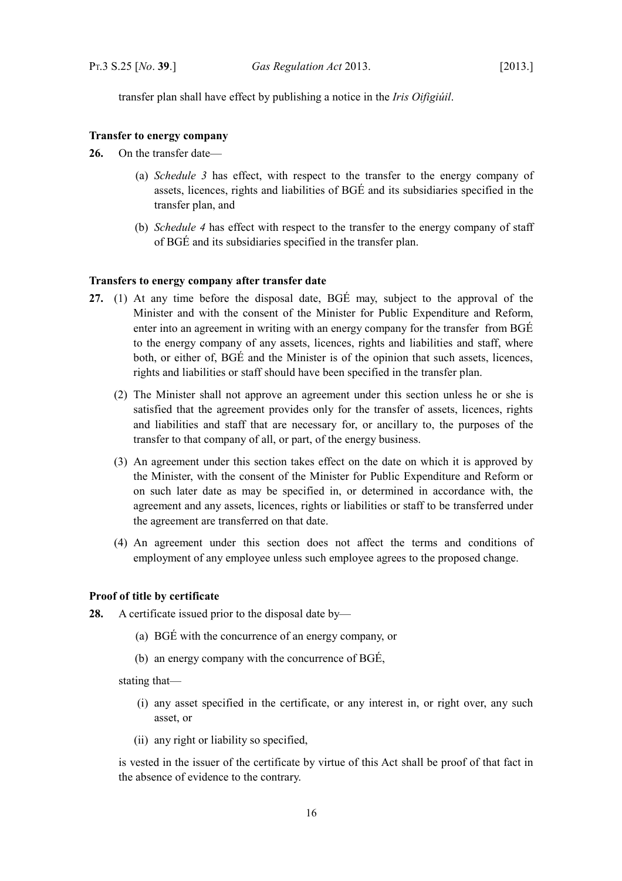transfer plan shall have effect by publishing a notice in the *Iris Oifigiúil*.

**Transfer to energy company**

**26.** On the transfer date—

(a) *Schedule 3* has effect, with respect to the transfer to the energy company of assets, licences, rights and liabilities of BGÉ and its subsidiaries specified in the transfer plan, and

(b) *Schedule 4* has effect with respect to the transfer to the energy company of staff of BGÉ and its subsidiaries specified in the transfer plan.

**Transfers to energy company after transfer date**

**27.** (1) At any time before the disposal date, BGÉ may, subject to the approval of the Minister and with the consent of the Minister for Public Expenditure and Reform, enter into an agreement in writing with an energy company for the transfer from BGÉ to the energy company of any assets, licences, rights and liabilities and staff, where both, or either of, BGÉ and the Minister is of the opinion that such assets, licences, rights and liabilities or staff should have been specified in the transfer plan.

(2) The Minister shall not approve an agreement under this section unless he or she is satisfied that the agreement provides only for the transfer of assets, licences, rights and liabilities and staff that are necessary for, or ancillary to, the purposes of the transfer to that company of all, or part, of the energy business.

(3) An agreement under this section takes effect on the date on which it is approved by the Minister, with the consent of the Minister for Public Expenditure and Reform or on such later date as may be specified in, or determined in accordance with, the agreement and any assets, licences, rights or liabilities or staff to be transferred under the agreement are transferred on that date.

(4) An agreement under this section does not affect the terms and conditions of employment of any employee unless such employee agrees to the proposed change.

**Proof of title by certificate**

**28.** A certificate issued prior to the disposal date by—

(a) BGÉ with the concurrence of an energy company, or

(b) an energy company with the concurrence of BGÉ,

stating that—

(i) any asset specified in the certificate, or any interest in, or right over, any such asset, or

(ii) any right or liability so specified,

is vested in the issuer of the certificate by virtue of this Act shall be proof of that fact in the absence of evidence to the contrary.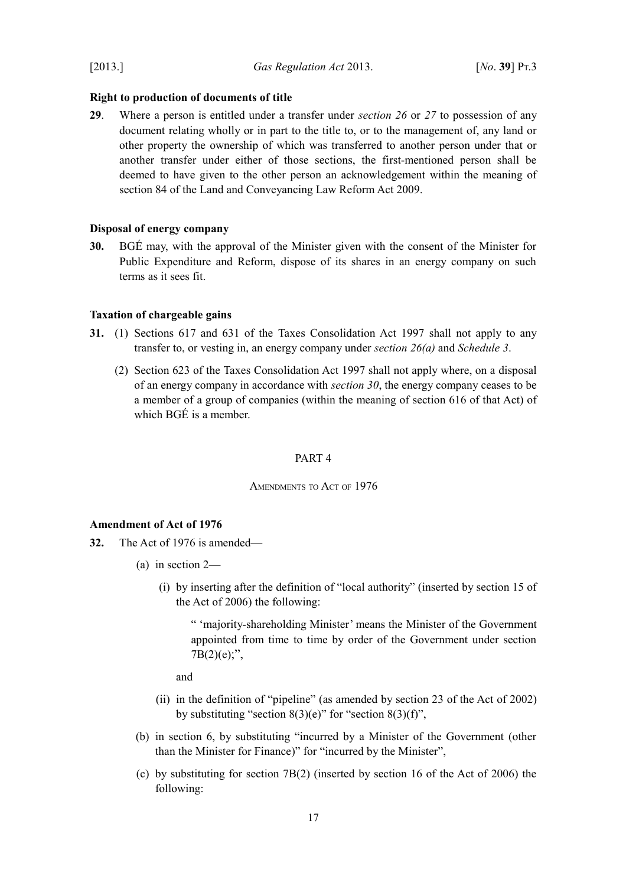**Right to production of documents of title**

**29**. Where a person is entitled under a transfer under *section 26* or *27* to possession of any document relating wholly or in part to the title to, or to the management of, any land or other property the ownership of which was transferred to another person under that or another transfer under either of those sections, the first-mentioned person shall be deemed to have given to the other person an acknowledgement within the meaning of section 84 of the Land and Conveyancing Law Reform Act 2009.

**Disposal of energy company**

**30.** BGÉ may, with the approval of the Minister given with the consent of the Minister for Public Expenditure and Reform, dispose of its shares in an energy company on such terms as it sees fit.

**Taxation of chargeable gains**

**31.** (1) Sections 617 and 631 of the Taxes Consolidation Act 1997 shall not apply to any transfer to, or vesting in, an energy company under *section 26(a)* and *Schedule 3*.

(2) Section 623 of the Taxes Consolidation Act 1997 shall not apply where, on a disposal of an energy company in accordance with *section 30*, the energy company ceases to be a member of a group of companies (within the meaning of section 616 of that Act) of which BGÉ is a member.

PART 4

AMENDMENTS TO ACT OF 1976

**Amendment of Act of 1976**

**32.** The Act of 1976 is amended—

(a) in section 2—

(i) by inserting after the definition of "local authority" (inserted by section 15 of the Act of 2006) the following:

" 'majority-shareholding Minister' means the Minister of the Government appointed from time to time by order of the Government under section 7B(2)(e);",

and

(ii) in the definition of "pipeline" (as amended by section 23 of the Act of 2002) by substituting "section 8(3)(e)" for "section 8(3)(f)",

(b) in section 6, by substituting "incurred by a Minister of the Government (other than the Minister for Finance)" for "incurred by the Minister",

(c) by substituting for section 7B(2) (inserted by section 16 of the Act of 2006) the following: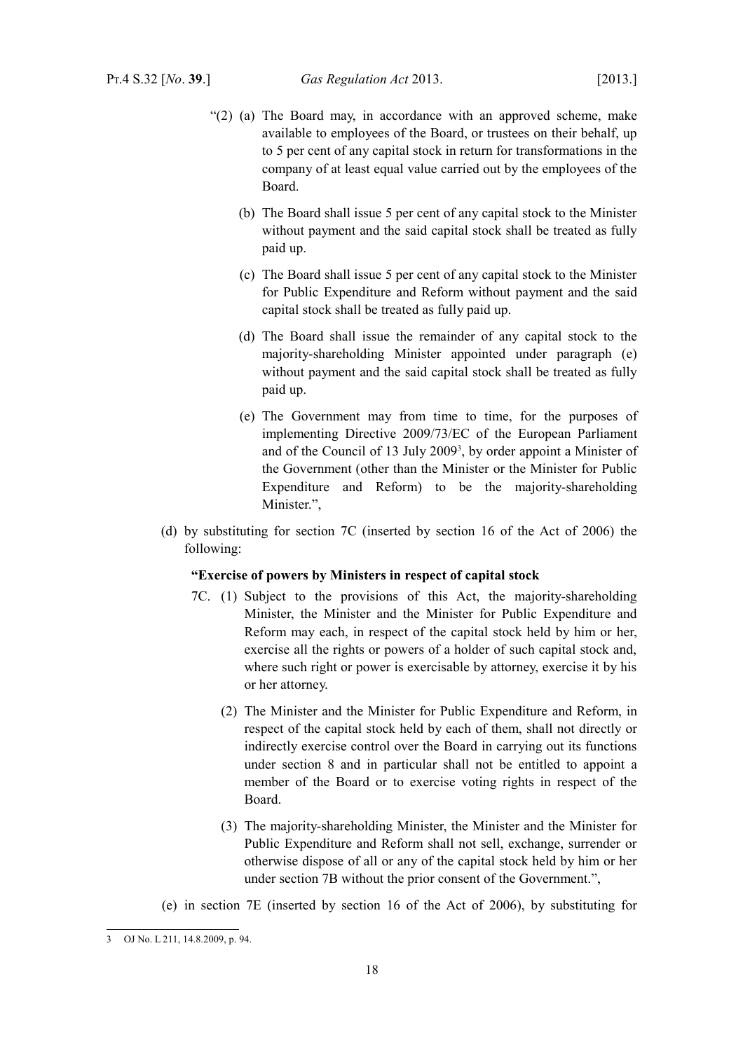"(2) (a) The Board may, in accordance with an approved scheme, make available to employees of the Board, or trustees on their behalf, up to 5 per cent of any capital stock in return for transformations in the company of at least equal value carried out by the employees of the Board.

(b) The Board shall issue 5 per cent of any capital stock to the Minister without payment and the said capital stock shall be treated as fully paid up.

(c) The Board shall issue 5 per cent of any capital stock to the Minister for Public Expenditure and Reform without payment and the said capital stock shall be treated as fully paid up.

(d) The Board shall issue the remainder of any capital stock to the majority-shareholding Minister appointed under paragraph (e) without payment and the said capital stock shall be treated as fully paid up.

(e) The Government may from time to time, for the purposes of implementing Directive 2009/73/EC of the European Parliament and of the Council of 13 July 2009[3], by order appoint a Minister of the Government (other than the Minister or the Minister for Public Expenditure and Reform) to be the majority-shareholding Minister.",

(d) by substituting for section 7C (inserted by section 16 of the Act of 2006) the following:

**"Exercise of powers by Ministers in respect of capital stock**

7C. (1) Subject to the provisions of this Act, the majority-shareholding Minister, the Minister and the Minister for Public Expenditure and Reform may each, in respect of the capital stock held by him or her, exercise all the rights or powers of a holder of such capital stock and, where such right or power is exercisable by attorney, exercise it by his or her attorney.

(2) The Minister and the Minister for Public Expenditure and Reform, in respect of the capital stock held by each of them, shall not directly or indirectly exercise control over the Board in carrying out its functions under section 8 and in particular shall not be entitled to appoint a member of the Board or to exercise voting rights in respect of the Board.

(3) The majority-shareholding Minister, the Minister and the Minister for Public Expenditure and Reform shall not sell, exchange, surrender or otherwise dispose of all or any of the capital stock held by him or her under section 7B without the prior consent of the Government.",

(e) in section 7E (inserted by section 16 of the Act of 2006), by substituting for

---

[3] OJ No. L 211, 14.8.2009, p. 94.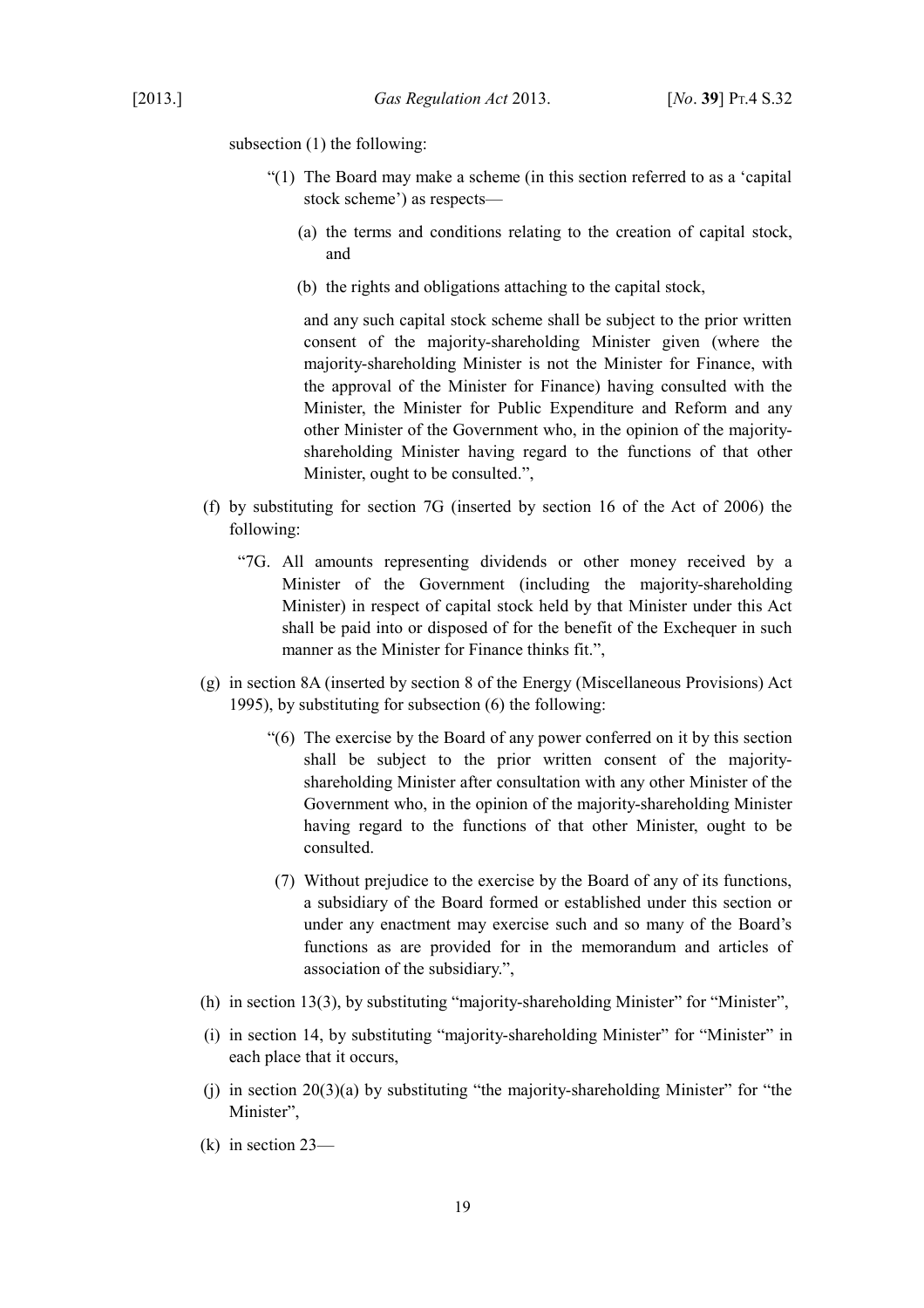subsection (1) the following:

> "(1) The Board may make a scheme (in this section referred to as a 'capital stock scheme') as respects—
>
> (a) the terms and conditions relating to the creation of capital stock, and
>
> (b) the rights and obligations attaching to the capital stock,
>
> and any such capital stock scheme shall be subject to the prior written consent of the majority-shareholding Minister given (where the majority-shareholding Minister is not the Minister for Finance, with the approval of the Minister for Finance) having consulted with the Minister, the Minister for Public Expenditure and Reform and any other Minister of the Government who, in the opinion of the majority-shareholding Minister having regard to the functions of that other Minister, ought to be consulted.",

(f) by substituting for section 7G (inserted by section 16 of the Act of 2006) the following:

> "7G. All amounts representing dividends or other money received by a Minister of the Government (including the majority-shareholding Minister) in respect of capital stock held by that Minister under this Act shall be paid into or disposed of for the benefit of the Exchequer in such manner as the Minister for Finance thinks fit.",

(g) in section 8A (inserted by section 8 of the Energy (Miscellaneous Provisions) Act 1995), by substituting for subsection (6) the following:

> "(6) The exercise by the Board of any power conferred on it by this section shall be subject to the prior written consent of the majority-shareholding Minister after consultation with any other Minister of the Government who, in the opinion of the majority-shareholding Minister having regard to the functions of that other Minister, ought to be consulted.
>
> (7) Without prejudice to the exercise by the Board of any of its functions, a subsidiary of the Board formed or established under this section or under any enactment may exercise such and so many of the Board's functions as are provided for in the memorandum and articles of association of the subsidiary.",

(h) in section 13(3), by substituting "majority-shareholding Minister" for "Minister",

(i) in section 14, by substituting "majority-shareholding Minister" for "Minister" in each place that it occurs,

(j) in section 20(3)(a) by substituting "the majority-shareholding Minister" for "the Minister",

(k) in section 23—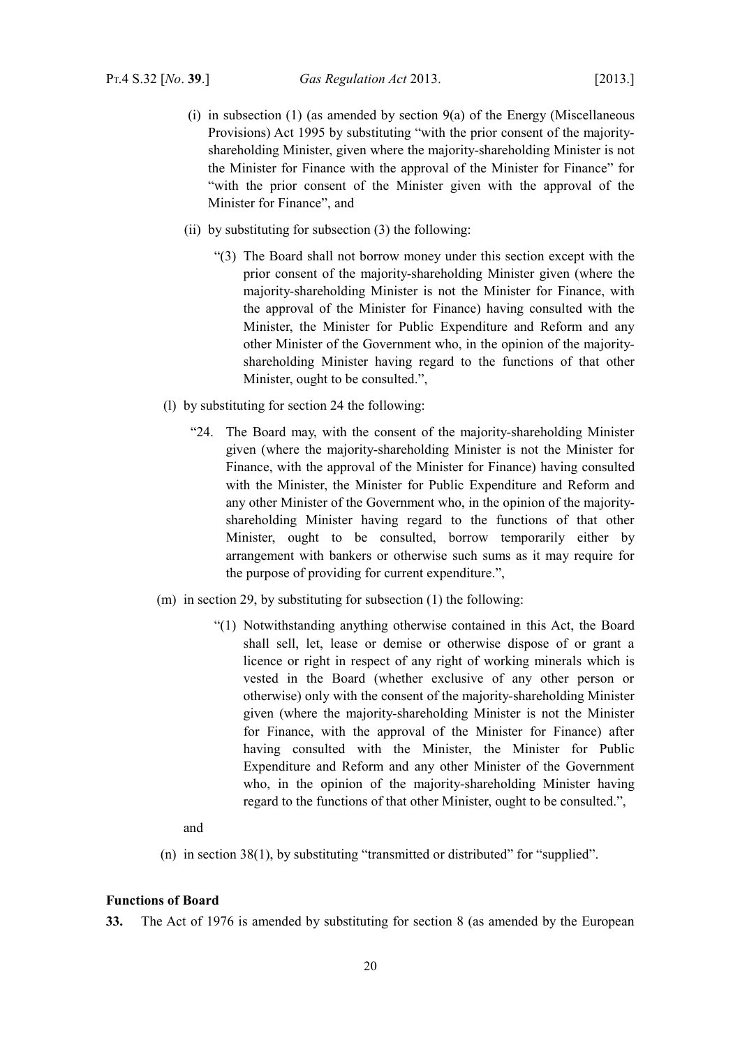(i) in subsection (1) (as amended by section 9(a) of the Energy (Miscellaneous Provisions) Act 1995 by substituting "with the prior consent of the majority-shareholding Minister, given where the majority-shareholding Minister is not the Minister for Finance with the approval of the Minister for Finance" for "with the prior consent of the Minister given with the approval of the Minister for Finance", and

(ii) by substituting for subsection (3) the following:

> "(3) The Board shall not borrow money under this section except with the prior consent of the majority-shareholding Minister given (where the majority-shareholding Minister is not the Minister for Finance, with the approval of the Minister for Finance) having consulted with the Minister, the Minister for Public Expenditure and Reform and any other Minister of the Government who, in the opinion of the majority-shareholding Minister having regard to the functions of that other Minister, ought to be consulted.",

(l) by substituting for section 24 the following:

> "24. The Board may, with the consent of the majority-shareholding Minister given (where the majority-shareholding Minister is not the Minister for Finance, with the approval of the Minister for Finance) having consulted with the Minister, the Minister for Public Expenditure and Reform and any other Minister of the Government who, in the opinion of the majority-shareholding Minister having regard to the functions of that other Minister, ought to be consulted, borrow temporarily either by arrangement with bankers or otherwise such sums as it may require for the purpose of providing for current expenditure.",

(m) in section 29, by substituting for subsection (1) the following:

> "(1) Notwithstanding anything otherwise contained in this Act, the Board shall sell, let, lease or demise or otherwise dispose of or grant a licence or right in respect of any right of working minerals which is vested in the Board (whether exclusive of any other person or otherwise) only with the consent of the majority-shareholding Minister given (where the majority-shareholding Minister is not the Minister for Finance, with the approval of the Minister for Finance) after having consulted with the Minister, the Minister for Public Expenditure and Reform and any other Minister of the Government who, in the opinion of the majority-shareholding Minister having regard to the functions of that other Minister, ought to be consulted.",

and

(n) in section 38(1), by substituting "transmitted or distributed" for "supplied".

**Functions of Board**

**33.** The Act of 1976 is amended by substituting for section 8 (as amended by the European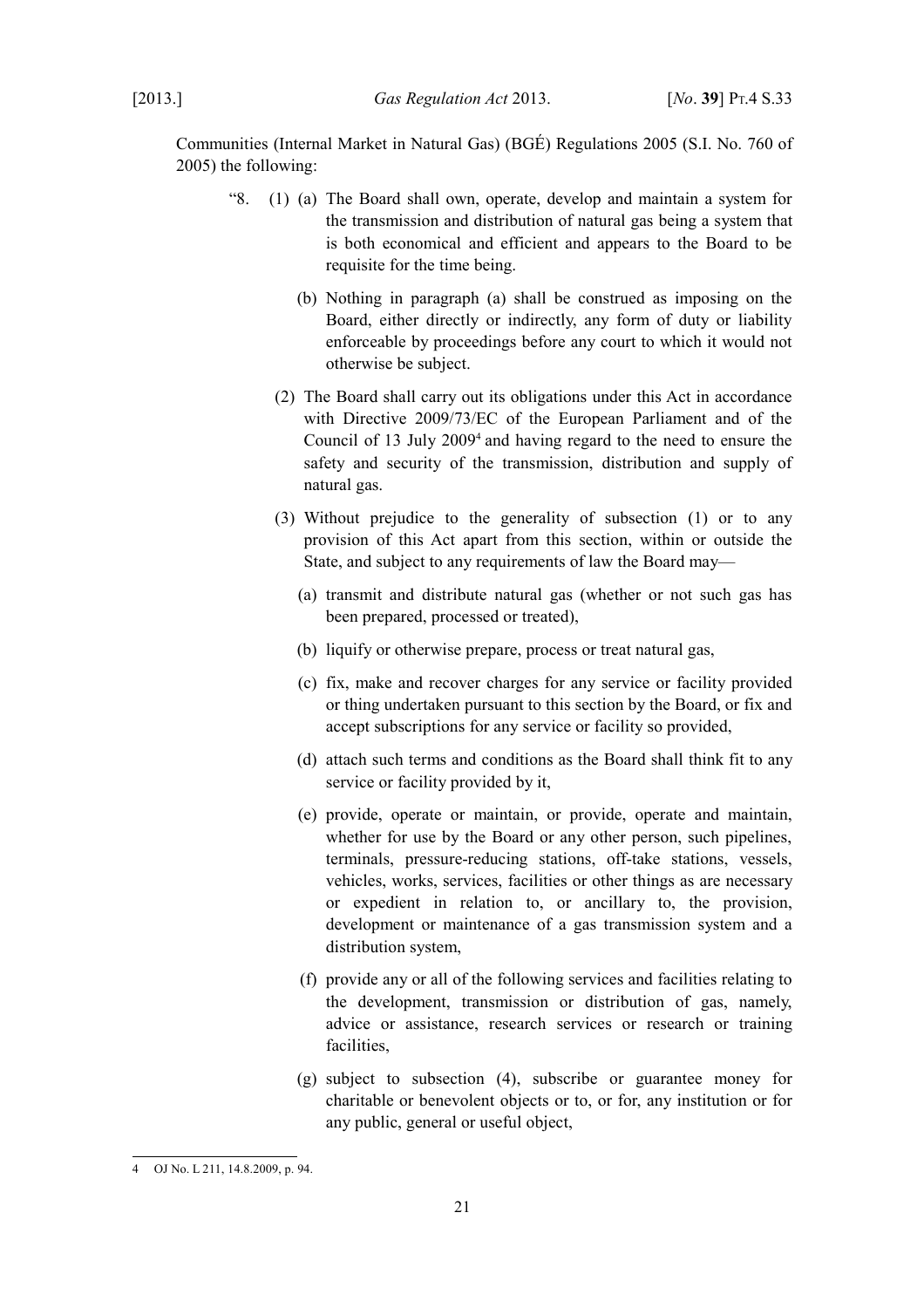Communities (Internal Market in Natural Gas) (BGÉ) Regulations 2005 (S.I. No. 760 of 2005) the following:

"8. (1) (a) The Board shall own, operate, develop and maintain a system for the transmission and distribution of natural gas being a system that is both economical and efficient and appears to the Board to be requisite for the time being.

(b) Nothing in paragraph (a) shall be construed as imposing on the Board, either directly or indirectly, any form of duty or liability enforceable by proceedings before any court to which it would not otherwise be subject.

(2) The Board shall carry out its obligations under this Act in accordance with Directive 2009/73/EC of the European Parliament and of the Council of 13 July 2009[4] and having regard to the need to ensure the safety and security of the transmission, distribution and supply of natural gas.

(3) Without prejudice to the generality of subsection (1) or to any provision of this Act apart from this section, within or outside the State, and subject to any requirements of law the Board may—

(a) transmit and distribute natural gas (whether or not such gas has been prepared, processed or treated),

(b) liquify or otherwise prepare, process or treat natural gas,

(c) fix, make and recover charges for any service or facility provided or thing undertaken pursuant to this section by the Board, or fix and accept subscriptions for any service or facility so provided,

(d) attach such terms and conditions as the Board shall think fit to any service or facility provided by it,

(e) provide, operate or maintain, or provide, operate and maintain, whether for use by the Board or any other person, such pipelines, terminals, pressure-reducing stations, off-take stations, vessels, vehicles, works, services, facilities or other things as are necessary or expedient in relation to, or ancillary to, the provision, development or maintenance of a gas transmission system and a distribution system,

(f) provide any or all of the following services and facilities relating to the development, transmission or distribution of gas, namely, advice or assistance, research services or research or training facilities,

(g) subject to subsection (4), subscribe or guarantee money for charitable or benevolent objects or to, or for, any institution or for any public, general or useful object,

---

[4] OJ No. L 211, 14.8.2009, p. 94.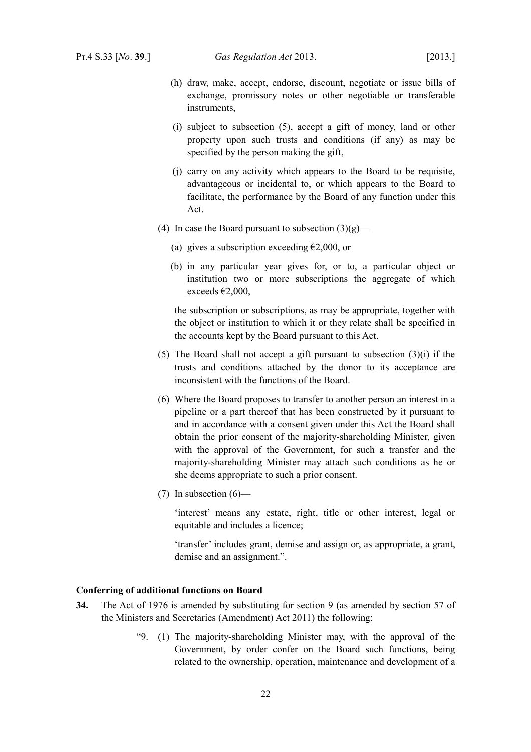(h) draw, make, accept, endorse, discount, negotiate or issue bills of exchange, promissory notes or other negotiable or transferable instruments,

(i) subject to subsection (5), accept a gift of money, land or other property upon such trusts and conditions (if any) as may be specified by the person making the gift,

(j) carry on any activity which appears to the Board to be requisite, advantageous or incidental to, or which appears to the Board to facilitate, the performance by the Board of any function under this Act.

(4) In case the Board pursuant to subsection (3)(g)—

(a) gives a subscription exceeding €2,000, or

(b) in any particular year gives for, or to, a particular object or institution two or more subscriptions the aggregate of which exceeds €2,000,

the subscription or subscriptions, as may be appropriate, together with the object or institution to which it or they relate shall be specified in the accounts kept by the Board pursuant to this Act.

(5) The Board shall not accept a gift pursuant to subsection (3)(i) if the trusts and conditions attached by the donor to its acceptance are inconsistent with the functions of the Board.

(6) Where the Board proposes to transfer to another person an interest in a pipeline or a part thereof that has been constructed by it pursuant to and in accordance with a consent given under this Act the Board shall obtain the prior consent of the majority-shareholding Minister, given with the approval of the Government, for such a transfer and the majority-shareholding Minister may attach such conditions as he or she deems appropriate to such a prior consent.

(7) In subsection (6)—

'interest' means any estate, right, title or other interest, legal or equitable and includes a licence;

'transfer' includes grant, demise and assign or, as appropriate, a grant, demise and an assignment.".

**Conferring of additional functions on Board**

**34.** The Act of 1976 is amended by substituting for section 9 (as amended by section 57 of the Ministers and Secretaries (Amendment) Act 2011) the following:

"9. (1) The majority-shareholding Minister may, with the approval of the Government, by order confer on the Board such functions, being related to the ownership, operation, maintenance and development of a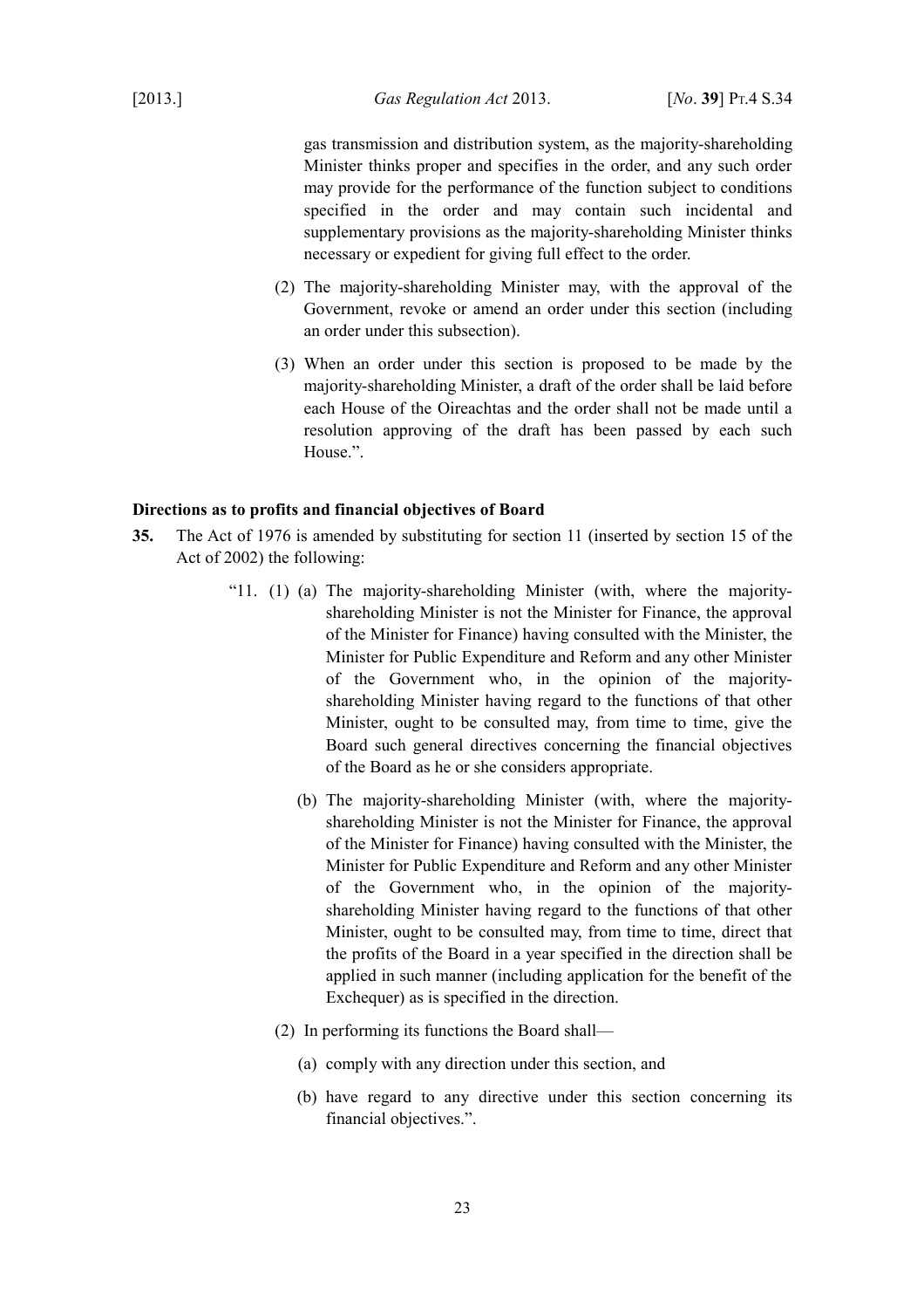gas transmission and distribution system, as the majority-shareholding Minister thinks proper and specifies in the order, and any such order may provide for the performance of the function subject to conditions specified in the order and may contain such incidental and supplementary provisions as the majority-shareholding Minister thinks necessary or expedient for giving full effect to the order.

(2) The majority-shareholding Minister may, with the approval of the Government, revoke or amend an order under this section (including an order under this subsection).

(3) When an order under this section is proposed to be made by the majority-shareholding Minister, a draft of the order shall be laid before each House of the Oireachtas and the order shall not be made until a resolution approving of the draft has been passed by each such House.".

**Directions as to profits and financial objectives of Board**

**35.** The Act of 1976 is amended by substituting for section 11 (inserted by section 15 of the Act of 2002) the following:

"11. (1) (a) The majority-shareholding Minister (with, where the majority-shareholding Minister is not the Minister for Finance, the approval of the Minister for Finance) having consulted with the Minister, the Minister for Public Expenditure and Reform and any other Minister of the Government who, in the opinion of the majority-shareholding Minister having regard to the functions of that other Minister, ought to be consulted may, from time to time, give the Board such general directives concerning the financial objectives of the Board as he or she considers appropriate.

(b) The majority-shareholding Minister (with, where the majority-shareholding Minister is not the Minister for Finance, the approval of the Minister for Finance) having consulted with the Minister, the Minister for Public Expenditure and Reform and any other Minister of the Government who, in the opinion of the majority-shareholding Minister having regard to the functions of that other Minister, ought to be consulted may, from time to time, direct that the profits of the Board in a year specified in the direction shall be applied in such manner (including application for the benefit of the Exchequer) as is specified in the direction.

(2) In performing its functions the Board shall—

(a) comply with any direction under this section, and

(b) have regard to any directive under this section concerning its financial objectives.".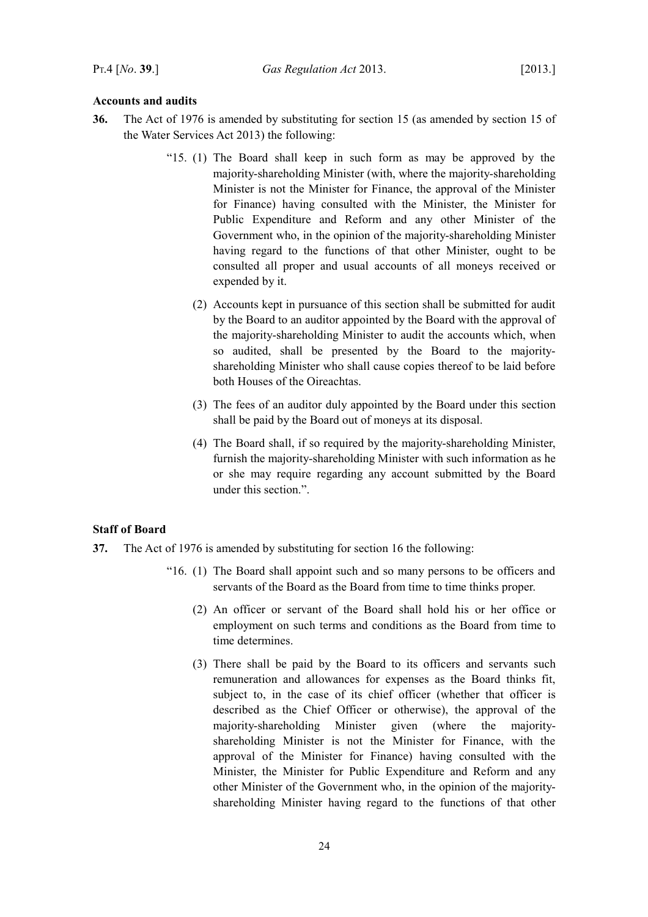**Accounts and audits**

**36.** The Act of 1976 is amended by substituting for section 15 (as amended by section 15 of the Water Services Act 2013) the following:

> "15. (1) The Board shall keep in such form as may be approved by the majority-shareholding Minister (with, where the majority-shareholding Minister is not the Minister for Finance, the approval of the Minister for Finance) having consulted with the Minister, the Minister for Public Expenditure and Reform and any other Minister of the Government who, in the opinion of the majority-shareholding Minister having regard to the functions of that other Minister, ought to be consulted all proper and usual accounts of all moneys received or expended by it.
>
> (2) Accounts kept in pursuance of this section shall be submitted for audit by the Board to an auditor appointed by the Board with the approval of the majority-shareholding Minister to audit the accounts which, when so audited, shall be presented by the Board to the majority-shareholding Minister who shall cause copies thereof to be laid before both Houses of the Oireachtas.
>
> (3) The fees of an auditor duly appointed by the Board under this section shall be paid by the Board out of moneys at its disposal.
>
> (4) The Board shall, if so required by the majority-shareholding Minister, furnish the majority-shareholding Minister with such information as he or she may require regarding any account submitted by the Board under this section.".

**Staff of Board**

**37.** The Act of 1976 is amended by substituting for section 16 the following:

> "16. (1) The Board shall appoint such and so many persons to be officers and servants of the Board as the Board from time to time thinks proper.
>
> (2) An officer or servant of the Board shall hold his or her office or employment on such terms and conditions as the Board from time to time determines.
>
> (3) There shall be paid by the Board to its officers and servants such remuneration and allowances for expenses as the Board thinks fit, subject to, in the case of its chief officer (whether that officer is described as the Chief Officer or otherwise), the approval of the majority-shareholding Minister given (where the majority-shareholding Minister is not the Minister for Finance, with the approval of the Minister for Finance) having consulted with the Minister, the Minister for Public Expenditure and Reform and any other Minister of the Government who, in the opinion of the majority-shareholding Minister having regard to the functions of that other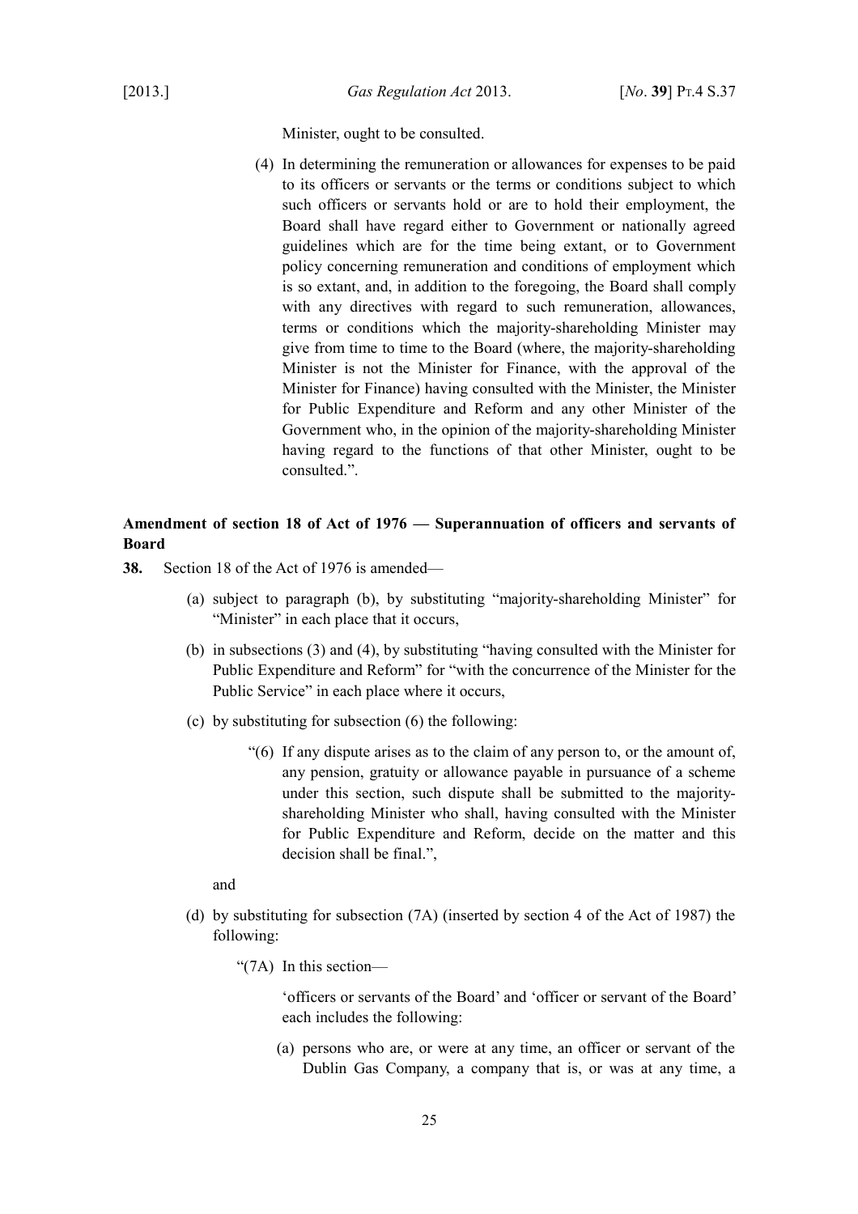Minister, ought to be consulted.

(4) In determining the remuneration or allowances for expenses to be paid to its officers or servants or the terms or conditions subject to which such officers or servants hold or are to hold their employment, the Board shall have regard either to Government or nationally agreed guidelines which are for the time being extant, or to Government policy concerning remuneration and conditions of employment which is so extant, and, in addition to the foregoing, the Board shall comply with any directives with regard to such remuneration, allowances, terms or conditions which the majority-shareholding Minister may give from time to time to the Board (where, the majority-shareholding Minister is not the Minister for Finance, with the approval of the Minister for Finance) having consulted with the Minister, the Minister for Public Expenditure and Reform and any other Minister of the Government who, in the opinion of the majority-shareholding Minister having regard to the functions of that other Minister, ought to be consulted.".

**Amendment of section 18 of Act of 1976 — Superannuation of officers and servants of Board**

**38.** Section 18 of the Act of 1976 is amended—

(a) subject to paragraph (b), by substituting "majority-shareholding Minister" for "Minister" in each place that it occurs,

(b) in subsections (3) and (4), by substituting "having consulted with the Minister for Public Expenditure and Reform" for "with the concurrence of the Minister for the Public Service" in each place where it occurs,

(c) by substituting for subsection (6) the following:

"(6) If any dispute arises as to the claim of any person to, or the amount of, any pension, gratuity or allowance payable in pursuance of a scheme under this section, such dispute shall be submitted to the majority-shareholding Minister who shall, having consulted with the Minister for Public Expenditure and Reform, decide on the matter and this decision shall be final.",

and

(d) by substituting for subsection (7A) (inserted by section 4 of the Act of 1987) the following:

"(7A) In this section—

'officers or servants of the Board' and 'officer or servant of the Board' each includes the following:

(a) persons who are, or were at any time, an officer or servant of the Dublin Gas Company, a company that is, or was at any time, a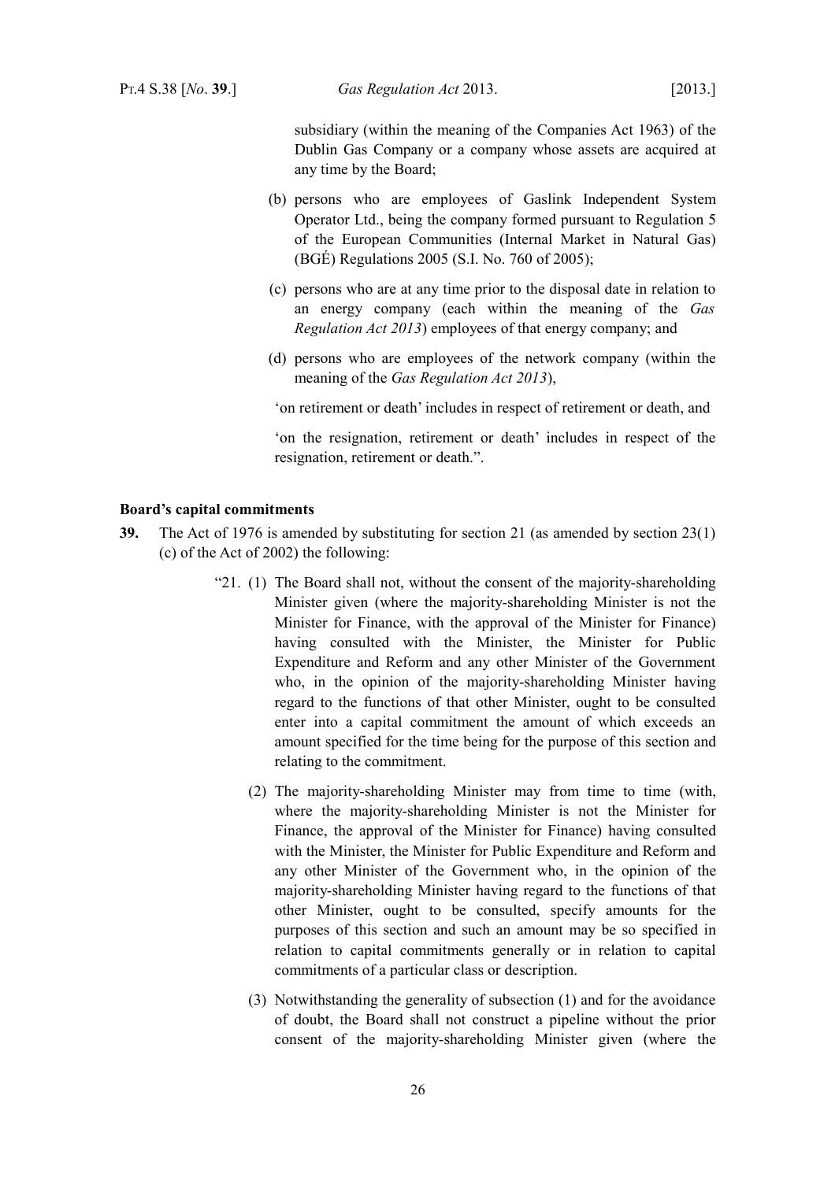subsidiary (within the meaning of the Companies Act 1963) of the Dublin Gas Company or a company whose assets are acquired at any time by the Board;

(b) persons who are employees of Gaslink Independent System Operator Ltd., being the company formed pursuant to Regulation 5 of the European Communities (Internal Market in Natural Gas) (BGÉ) Regulations 2005 (S.I. No. 760 of 2005);

(c) persons who are at any time prior to the disposal date in relation to an energy company (each within the meaning of the *Gas Regulation Act 2013*) employees of that energy company; and

(d) persons who are employees of the network company (within the meaning of the *Gas Regulation Act 2013*),

'on retirement or death' includes in respect of retirement or death, and

'on the resignation, retirement or death' includes in respect of the resignation, retirement or death.".

**Board's capital commitments**

**39.** The Act of 1976 is amended by substituting for section 21 (as amended by section 23(1)(c) of the Act of 2002) the following:

"21. (1) The Board shall not, without the consent of the majority-shareholding Minister given (where the majority-shareholding Minister is not the Minister for Finance, with the approval of the Minister for Finance) having consulted with the Minister, the Minister for Public Expenditure and Reform and any other Minister of the Government who, in the opinion of the majority-shareholding Minister having regard to the functions of that other Minister, ought to be consulted enter into a capital commitment the amount of which exceeds an amount specified for the time being for the purpose of this section and relating to the commitment.

(2) The majority-shareholding Minister may from time to time (with, where the majority-shareholding Minister is not the Minister for Finance, the approval of the Minister for Finance) having consulted with the Minister, the Minister for Public Expenditure and Reform and any other Minister of the Government who, in the opinion of the majority-shareholding Minister having regard to the functions of that other Minister, ought to be consulted, specify amounts for the purposes of this section and such an amount may be so specified in relation to capital commitments generally or in relation to capital commitments of a particular class or description.

(3) Notwithstanding the generality of subsection (1) and for the avoidance of doubt, the Board shall not construct a pipeline without the prior consent of the majority-shareholding Minister given (where the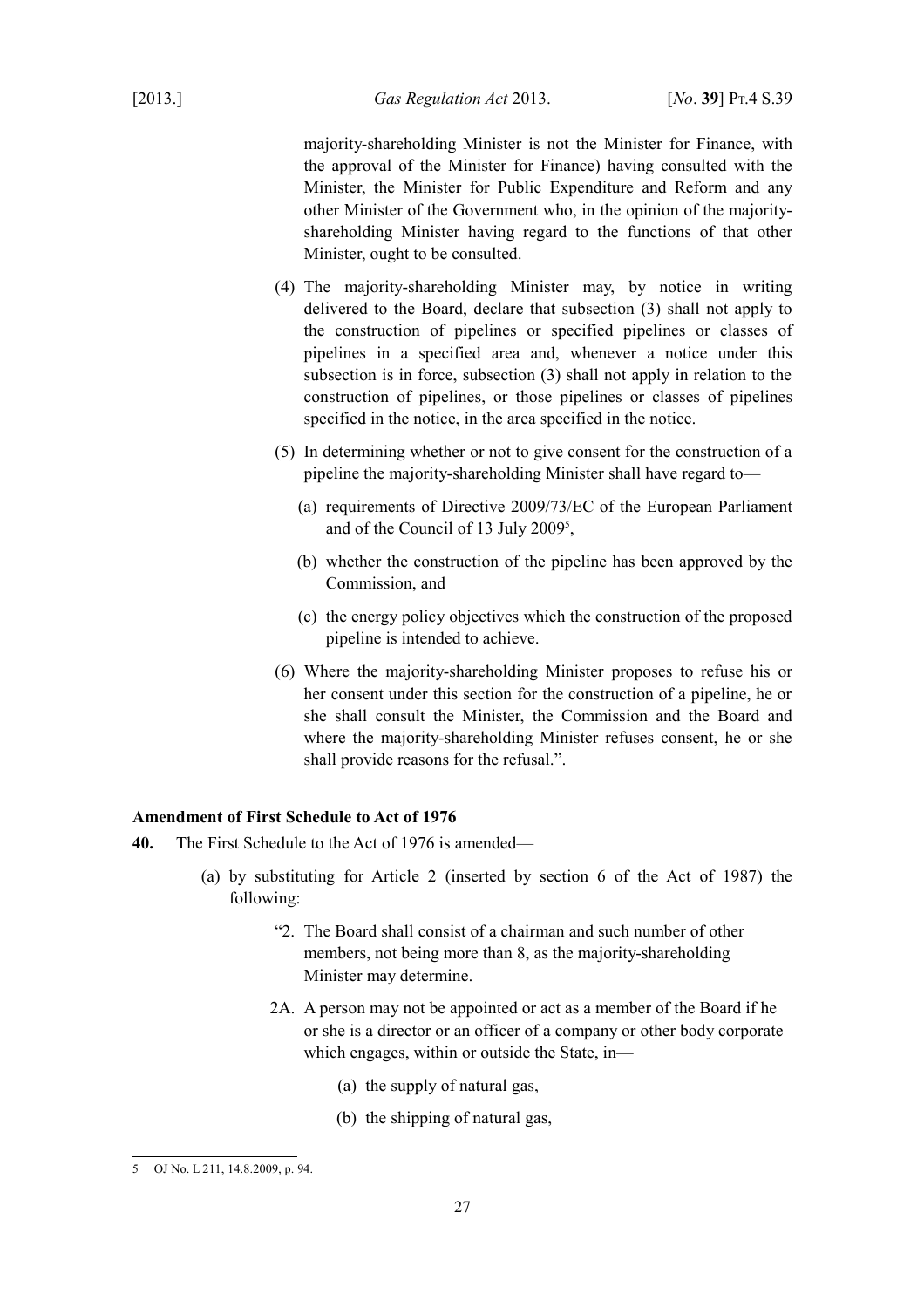majority-shareholding Minister is not the Minister for Finance, with the approval of the Minister for Finance) having consulted with the Minister, the Minister for Public Expenditure and Reform and any other Minister of the Government who, in the opinion of the majority-shareholding Minister having regard to the functions of that other Minister, ought to be consulted.

(4) The majority-shareholding Minister may, by notice in writing delivered to the Board, declare that subsection (3) shall not apply to the construction of pipelines or specified pipelines or classes of pipelines in a specified area and, whenever a notice under this subsection is in force, subsection (3) shall not apply in relation to the construction of pipelines, or those pipelines or classes of pipelines specified in the notice, in the area specified in the notice.

(5) In determining whether or not to give consent for the construction of a pipeline the majority-shareholding Minister shall have regard to—

(a) requirements of Directive 2009/73/EC of the European Parliament and of the Council of 13 July 2009[5],

(b) whether the construction of the pipeline has been approved by the Commission, and

(c) the energy policy objectives which the construction of the proposed pipeline is intended to achieve.

(6) Where the majority-shareholding Minister proposes to refuse his or her consent under this section for the construction of a pipeline, he or she shall consult the Minister, the Commission and the Board and where the majority-shareholding Minister refuses consent, he or she shall provide reasons for the refusal.".

**Amendment of First Schedule to Act of 1976**

**40.** The First Schedule to the Act of 1976 is amended—

(a) by substituting for Article 2 (inserted by section 6 of the Act of 1987) the following:

"2. The Board shall consist of a chairman and such number of other members, not being more than 8, as the majority-shareholding Minister may determine.

2A. A person may not be appointed or act as a member of the Board if he or she is a director or an officer of a company or other body corporate which engages, within or outside the State, in—

(a) the supply of natural gas,

(b) the shipping of natural gas,

---

5 OJ No. L 211, 14.8.2009, p. 94.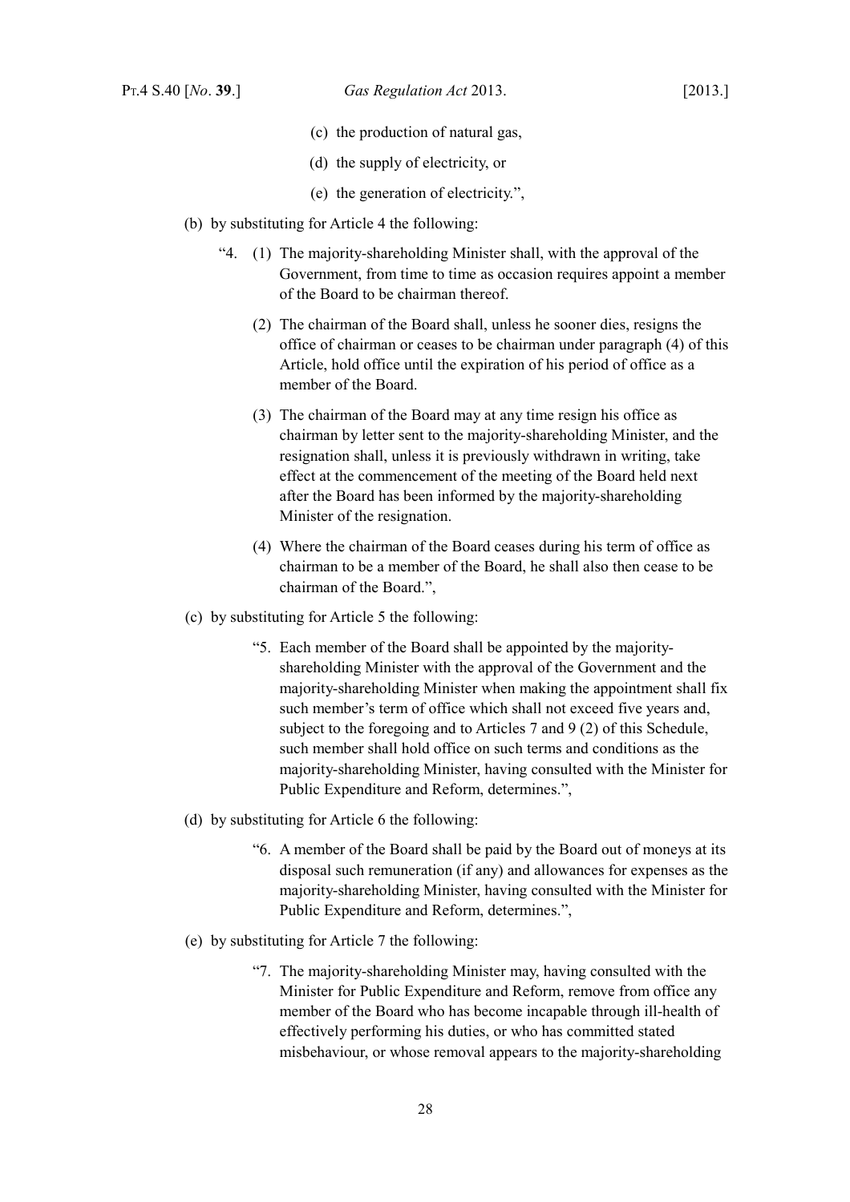(c) the production of natural gas,

(d) the supply of electricity, or

(e) the generation of electricity.”,

(b) by substituting for Article 4 the following:

“4. (1) The majority-shareholding Minister shall, with the approval of the Government, from time to time as occasion requires appoint a member of the Board to be chairman thereof.

(2) The chairman of the Board shall, unless he sooner dies, resigns the office of chairman or ceases to be chairman under paragraph (4) of this Article, hold office until the expiration of his period of office as a member of the Board.

(3) The chairman of the Board may at any time resign his office as chairman by letter sent to the majority-shareholding Minister, and the resignation shall, unless it is previously withdrawn in writing, take effect at the commencement of the meeting of the Board held next after the Board has been informed by the majority-shareholding Minister of the resignation.

(4) Where the chairman of the Board ceases during his term of office as chairman to be a member of the Board, he shall also then cease to be chairman of the Board.”,

(c) by substituting for Article 5 the following:

“5. Each member of the Board shall be appointed by the majority-shareholding Minister with the approval of the Government and the majority-shareholding Minister when making the appointment shall fix such member’s term of office which shall not exceed five years and, subject to the foregoing and to Articles 7 and 9 (2) of this Schedule, such member shall hold office on such terms and conditions as the majority-shareholding Minister, having consulted with the Minister for Public Expenditure and Reform, determines.”,

(d) by substituting for Article 6 the following:

“6. A member of the Board shall be paid by the Board out of moneys at its disposal such remuneration (if any) and allowances for expenses as the majority-shareholding Minister, having consulted with the Minister for Public Expenditure and Reform, determines.”,

(e) by substituting for Article 7 the following:

“7. The majority-shareholding Minister may, having consulted with the Minister for Public Expenditure and Reform, remove from office any member of the Board who has become incapable through ill-health of effectively performing his duties, or who has committed stated misbehaviour, or whose removal appears to the majority-shareholding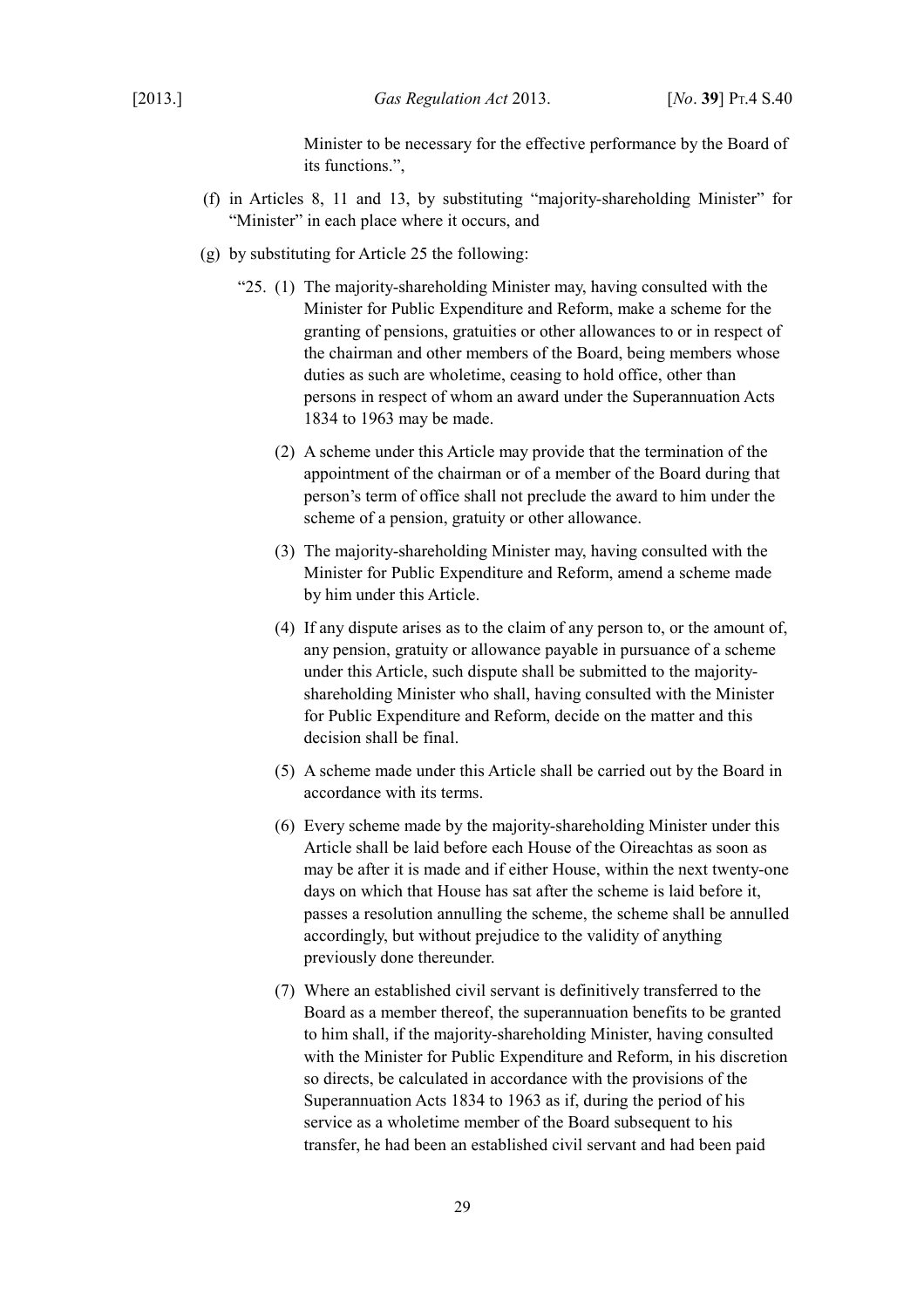Minister to be necessary for the effective performance by the Board of its functions.",

(f) in Articles 8, 11 and 13, by substituting "majority-shareholding Minister" for "Minister" in each place where it occurs, and

(g) by substituting for Article 25 the following:

"25. (1) The majority-shareholding Minister may, having consulted with the Minister for Public Expenditure and Reform, make a scheme for the granting of pensions, gratuities or other allowances to or in respect of the chairman and other members of the Board, being members whose duties as such are wholetime, ceasing to hold office, other than persons in respect of whom an award under the Superannuation Acts 1834 to 1963 may be made.

(2) A scheme under this Article may provide that the termination of the appointment of the chairman or of a member of the Board during that person's term of office shall not preclude the award to him under the scheme of a pension, gratuity or other allowance.

(3) The majority-shareholding Minister may, having consulted with the Minister for Public Expenditure and Reform, amend a scheme made by him under this Article.

(4) If any dispute arises as to the claim of any person to, or the amount of, any pension, gratuity or allowance payable in pursuance of a scheme under this Article, such dispute shall be submitted to the majority-shareholding Minister who shall, having consulted with the Minister for Public Expenditure and Reform, decide on the matter and this decision shall be final.

(5) A scheme made under this Article shall be carried out by the Board in accordance with its terms.

(6) Every scheme made by the majority-shareholding Minister under this Article shall be laid before each House of the Oireachtas as soon as may be after it is made and if either House, within the next twenty-one days on which that House has sat after the scheme is laid before it, passes a resolution annulling the scheme, the scheme shall be annulled accordingly, but without prejudice to the validity of anything previously done thereunder.

(7) Where an established civil servant is definitively transferred to the Board as a member thereof, the superannuation benefits to be granted to him shall, if the majority-shareholding Minister, having consulted with the Minister for Public Expenditure and Reform, in his discretion so directs, be calculated in accordance with the provisions of the Superannuation Acts 1834 to 1963 as if, during the period of his service as a wholetime member of the Board subsequent to his transfer, he had been an established civil servant and had been paid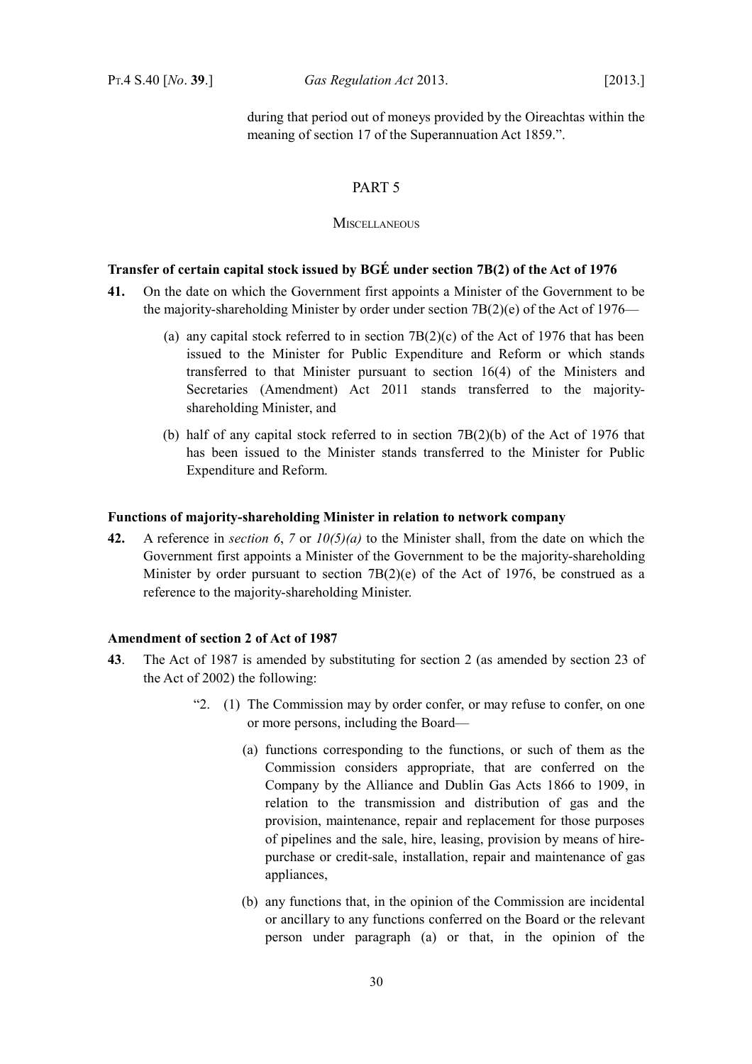during that period out of moneys provided by the Oireachtas within the meaning of section 17 of the Superannuation Act 1859.".

## PART 5

### MISCELLANEOUS

**Transfer of certain capital stock issued by BGÉ under section 7B(2) of the Act of 1976**

**41.** On the date on which the Government first appoints a Minister of the Government to be the majority-shareholding Minister by order under section 7B(2)(e) of the Act of 1976—

(a) any capital stock referred to in section 7B(2)(c) of the Act of 1976 that has been issued to the Minister for Public Expenditure and Reform or which stands transferred to that Minister pursuant to section 16(4) of the Ministers and Secretaries (Amendment) Act 2011 stands transferred to the majority-shareholding Minister, and

(b) half of any capital stock referred to in section 7B(2)(b) of the Act of 1976 that has been issued to the Minister stands transferred to the Minister for Public Expenditure and Reform.

**Functions of majority-shareholding Minister in relation to network company**

**42.** A reference in *section 6*, *7* or *10(5)(a)* to the Minister shall, from the date on which the Government first appoints a Minister of the Government to be the majority-shareholding Minister by order pursuant to section 7B(2)(e) of the Act of 1976, be construed as a reference to the majority-shareholding Minister.

**Amendment of section 2 of Act of 1987**

**43**. The Act of 1987 is amended by substituting for section 2 (as amended by section 23 of the Act of 2002) the following:

"2. (1) The Commission may by order confer, or may refuse to confer, on one or more persons, including the Board—

(a) functions corresponding to the functions, or such of them as the Commission considers appropriate, that are conferred on the Company by the Alliance and Dublin Gas Acts 1866 to 1909, in relation to the transmission and distribution of gas and the provision, maintenance, repair and replacement for those purposes of pipelines and the sale, hire, leasing, provision by means of hire-purchase or credit-sale, installation, repair and maintenance of gas appliances,

(b) any functions that, in the opinion of the Commission are incidental or ancillary to any functions conferred on the Board or the relevant person under paragraph (a) or that, in the opinion of the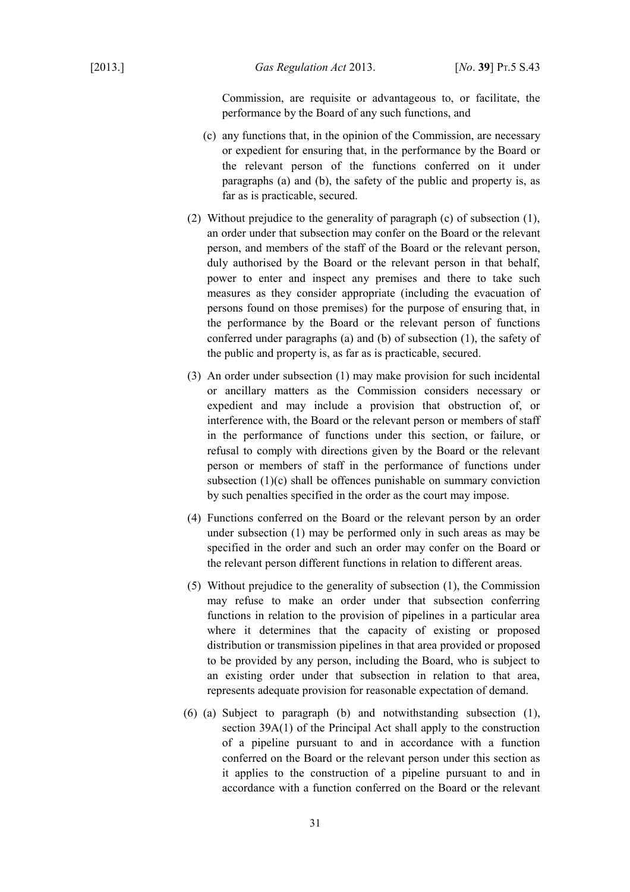Commission, are requisite or advantageous to, or facilitate, the performance by the Board of any such functions, and

(c) any functions that, in the opinion of the Commission, are necessary or expedient for ensuring that, in the performance by the Board or the relevant person of the functions conferred on it under paragraphs (a) and (b), the safety of the public and property is, as far as is practicable, secured.

(2) Without prejudice to the generality of paragraph (c) of subsection (1), an order under that subsection may confer on the Board or the relevant person, and members of the staff of the Board or the relevant person, duly authorised by the Board or the relevant person in that behalf, power to enter and inspect any premises and there to take such measures as they consider appropriate (including the evacuation of persons found on those premises) for the purpose of ensuring that, in the performance by the Board or the relevant person of functions conferred under paragraphs (a) and (b) of subsection (1), the safety of the public and property is, as far as is practicable, secured.

(3) An order under subsection (1) may make provision for such incidental or ancillary matters as the Commission considers necessary or expedient and may include a provision that obstruction of, or interference with, the Board or the relevant person or members of staff in the performance of functions under this section, or failure, or refusal to comply with directions given by the Board or the relevant person or members of staff in the performance of functions under subsection (1)(c) shall be offences punishable on summary conviction by such penalties specified in the order as the court may impose.

(4) Functions conferred on the Board or the relevant person by an order under subsection (1) may be performed only in such areas as may be specified in the order and such an order may confer on the Board or the relevant person different functions in relation to different areas.

(5) Without prejudice to the generality of subsection (1), the Commission may refuse to make an order under that subsection conferring functions in relation to the provision of pipelines in a particular area where it determines that the capacity of existing or proposed distribution or transmission pipelines in that area provided or proposed to be provided by any person, including the Board, who is subject to an existing order under that subsection in relation to that area, represents adequate provision for reasonable expectation of demand.

(6) (a) Subject to paragraph (b) and notwithstanding subsection (1), section 39A(1) of the Principal Act shall apply to the construction of a pipeline pursuant to and in accordance with a function conferred on the Board or the relevant person under this section as it applies to the construction of a pipeline pursuant to and in accordance with a function conferred on the Board or the relevant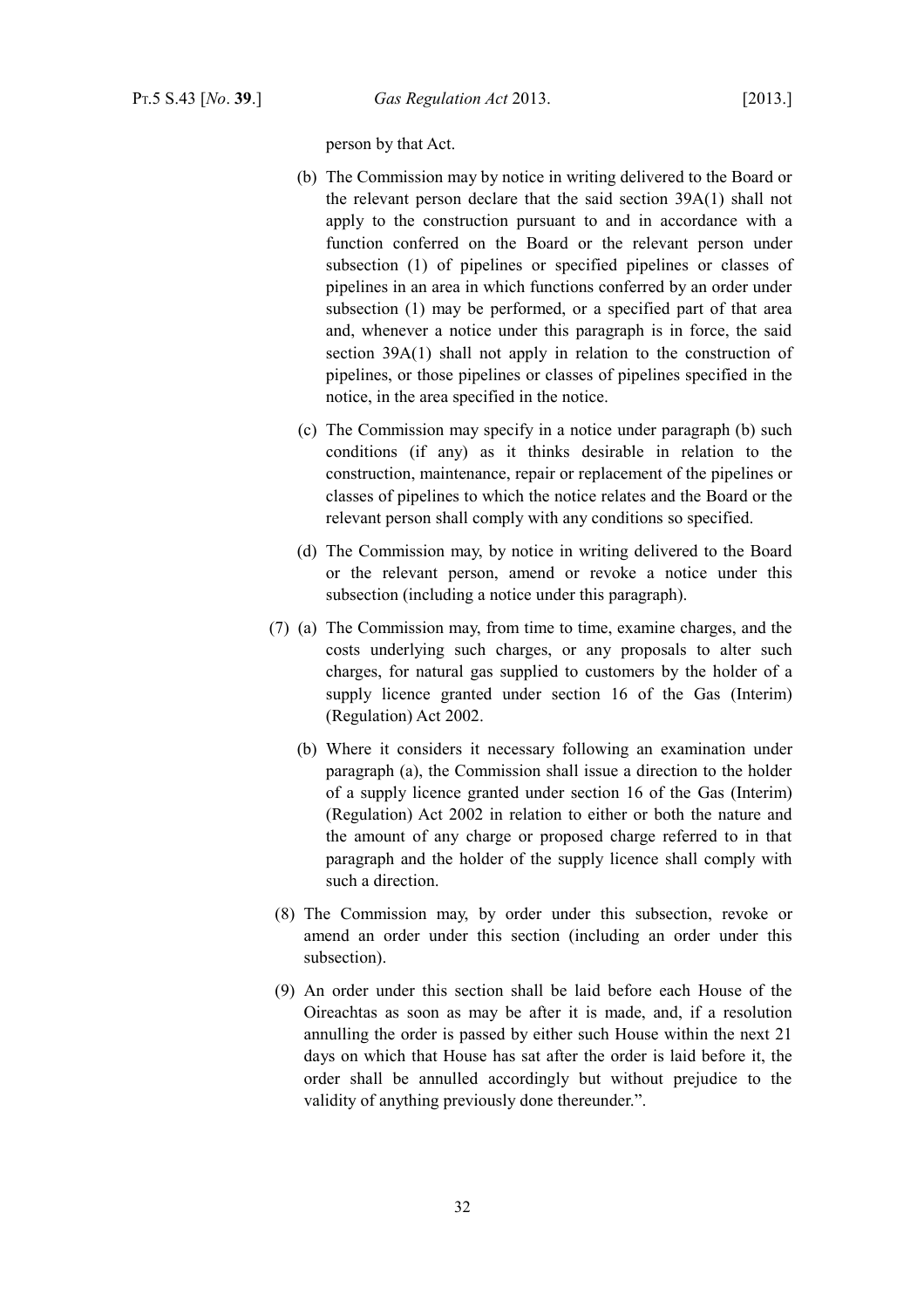person by that Act.

(b) The Commission may by notice in writing delivered to the Board or the relevant person declare that the said section 39A(1) shall not apply to the construction pursuant to and in accordance with a function conferred on the Board or the relevant person under subsection (1) of pipelines or specified pipelines or classes of pipelines in an area in which functions conferred by an order under subsection (1) may be performed, or a specified part of that area and, whenever a notice under this paragraph is in force, the said section 39A(1) shall not apply in relation to the construction of pipelines, or those pipelines or classes of pipelines specified in the notice, in the area specified in the notice.

(c) The Commission may specify in a notice under paragraph (b) such conditions (if any) as it thinks desirable in relation to the construction, maintenance, repair or replacement of the pipelines or classes of pipelines to which the notice relates and the Board or the relevant person shall comply with any conditions so specified.

(d) The Commission may, by notice in writing delivered to the Board or the relevant person, amend or revoke a notice under this subsection (including a notice under this paragraph).

(7) (a) The Commission may, from time to time, examine charges, and the costs underlying such charges, or any proposals to alter such charges, for natural gas supplied to customers by the holder of a supply licence granted under section 16 of the Gas (Interim) (Regulation) Act 2002.

(b) Where it considers it necessary following an examination under paragraph (a), the Commission shall issue a direction to the holder of a supply licence granted under section 16 of the Gas (Interim) (Regulation) Act 2002 in relation to either or both the nature and the amount of any charge or proposed charge referred to in that paragraph and the holder of the supply licence shall comply with such a direction.

(8) The Commission may, by order under this subsection, revoke or amend an order under this section (including an order under this subsection).

(9) An order under this section shall be laid before each House of the Oireachtas as soon as may be after it is made, and, if a resolution annulling the order is passed by either such House within the next 21 days on which that House has sat after the order is laid before it, the order shall be annulled accordingly but without prejudice to the validity of anything previously done thereunder.".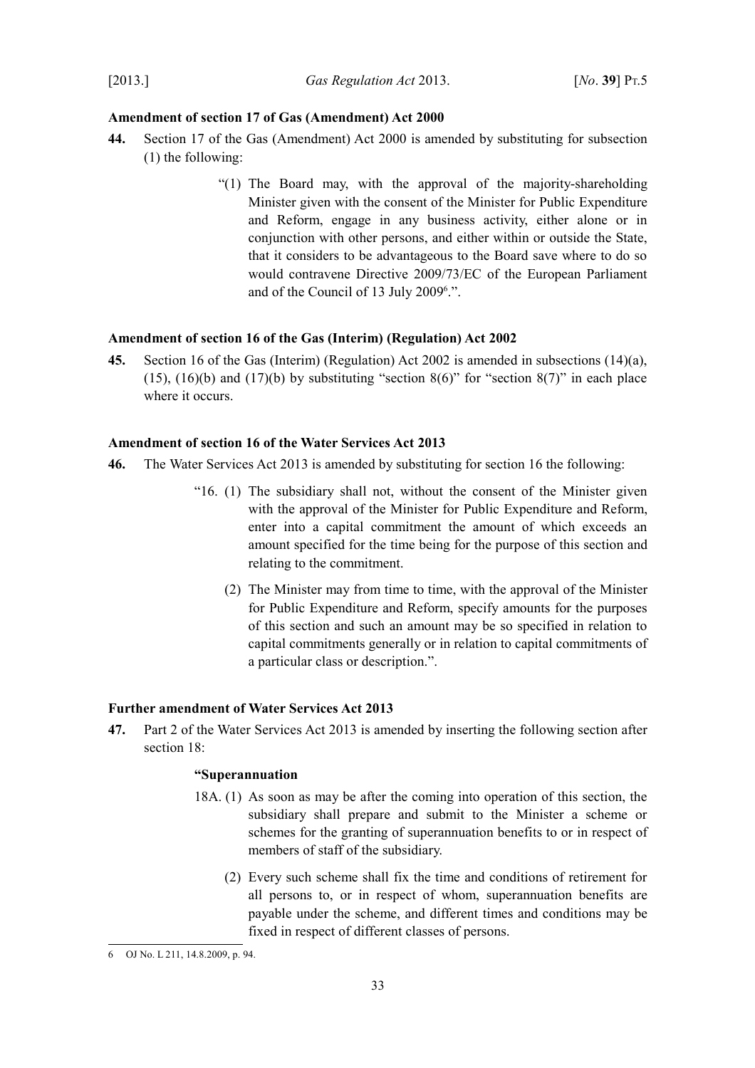**Amendment of section 17 of Gas (Amendment) Act 2000**

**44.** Section 17 of the Gas (Amendment) Act 2000 is amended by substituting for subsection (1) the following:

> "(1) The Board may, with the approval of the majority-shareholding Minister given with the consent of the Minister for Public Expenditure and Reform, engage in any business activity, either alone or in conjunction with other persons, and either within or outside the State, that it considers to be advantageous to the Board save where to do so would contravene Directive 2009/73/EC of the European Parliament and of the Council of 13 July 2009[6].".

**Amendment of section 16 of the Gas (Interim) (Regulation) Act 2002**

**45.** Section 16 of the Gas (Interim) (Regulation) Act 2002 is amended in subsections (14)(a), (15), (16)(b) and (17)(b) by substituting "section 8(6)" for "section 8(7)" in each place where it occurs.

**Amendment of section 16 of the Water Services Act 2013**

**46.** The Water Services Act 2013 is amended by substituting for section 16 the following:

> "16. (1) The subsidiary shall not, without the consent of the Minister given with the approval of the Minister for Public Expenditure and Reform, enter into a capital commitment the amount of which exceeds an amount specified for the time being for the purpose of this section and relating to the commitment.
>
> (2) The Minister may from time to time, with the approval of the Minister for Public Expenditure and Reform, specify amounts for the purposes of this section and such an amount may be so specified in relation to capital commitments generally or in relation to capital commitments of a particular class or description.".

**Further amendment of Water Services Act 2013**

**47.** Part 2 of the Water Services Act 2013 is amended by inserting the following section after section 18:

> **"Superannuation**
>
> 18A. (1) As soon as may be after the coming into operation of this section, the subsidiary shall prepare and submit to the Minister a scheme or schemes for the granting of superannuation benefits to or in respect of members of staff of the subsidiary.
>
> (2) Every such scheme shall fix the time and conditions of retirement for all persons to, or in respect of whom, superannuation benefits are payable under the scheme, and different times and conditions may be fixed in respect of different classes of persons.

---

6 OJ No. L 211, 14.8.2009, p. 94.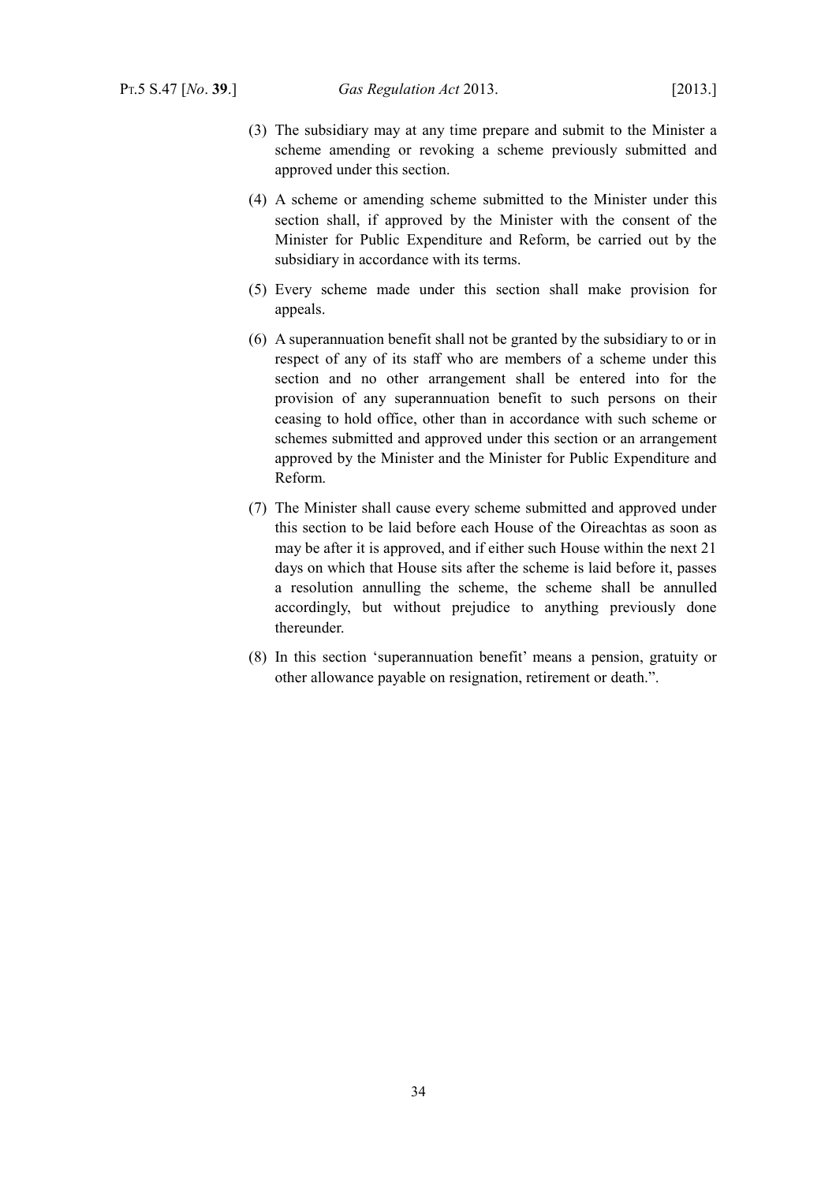(3) The subsidiary may at any time prepare and submit to the Minister a scheme amending or revoking a scheme previously submitted and approved under this section.

(4) A scheme or amending scheme submitted to the Minister under this section shall, if approved by the Minister with the consent of the Minister for Public Expenditure and Reform, be carried out by the subsidiary in accordance with its terms.

(5) Every scheme made under this section shall make provision for appeals.

(6) A superannuation benefit shall not be granted by the subsidiary to or in respect of any of its staff who are members of a scheme under this section and no other arrangement shall be entered into for the provision of any superannuation benefit to such persons on their ceasing to hold office, other than in accordance with such scheme or schemes submitted and approved under this section or an arrangement approved by the Minister and the Minister for Public Expenditure and Reform.

(7) The Minister shall cause every scheme submitted and approved under this section to be laid before each House of the Oireachtas as soon as may be after it is approved, and if either such House within the next 21 days on which that House sits after the scheme is laid before it, passes a resolution annulling the scheme, the scheme shall be annulled accordingly, but without prejudice to anything previously done thereunder.

(8) In this section 'superannuation benefit' means a pension, gratuity or other allowance payable on resignation, retirement or death.".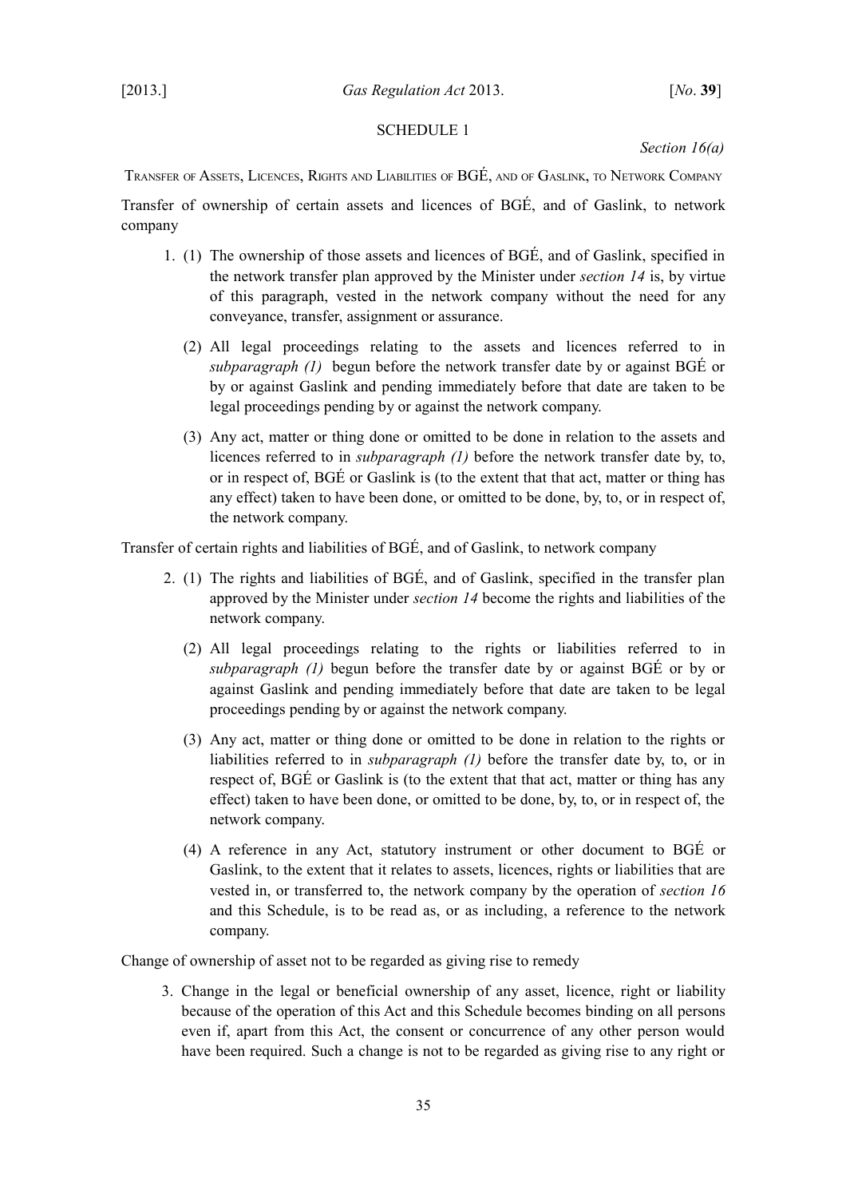## SCHEDULE 1

*Section 16(a)*

Transfer of Assets, Licences, Rights and Liabilities of BGÉ, and of Gaslink, to Network Company

Transfer of ownership of certain assets and licences of BGÉ, and of Gaslink, to network company

1. (1) The ownership of those assets and licences of BGÉ, and of Gaslink, specified in the network transfer plan approved by the Minister under *section 14* is, by virtue of this paragraph, vested in the network company without the need for any conveyance, transfer, assignment or assurance.

   (2) All legal proceedings relating to the assets and licences referred to in *subparagraph (1)* begun before the network transfer date by or against BGÉ or by or against Gaslink and pending immediately before that date are taken to be legal proceedings pending by or against the network company.

   (3) Any act, matter or thing done or omitted to be done in relation to the assets and licences referred to in *subparagraph (1)* before the network transfer date by, to, or in respect of, BGÉ or Gaslink is (to the extent that that act, matter or thing has any effect) taken to have been done, or omitted to be done, by, to, or in respect of, the network company.

Transfer of certain rights and liabilities of BGÉ, and of Gaslink, to network company

2. (1) The rights and liabilities of BGÉ, and of Gaslink, specified in the transfer plan approved by the Minister under *section 14* become the rights and liabilities of the network company.

   (2) All legal proceedings relating to the rights or liabilities referred to in *subparagraph (1)* begun before the transfer date by or against BGÉ or by or against Gaslink and pending immediately before that date are taken to be legal proceedings pending by or against the network company.

   (3) Any act, matter or thing done or omitted to be done in relation to the rights or liabilities referred to in *subparagraph (1)* before the transfer date by, to, or in respect of, BGÉ or Gaslink is (to the extent that that act, matter or thing has any effect) taken to have been done, or omitted to be done, by, to, or in respect of, the network company.

   (4) A reference in any Act, statutory instrument or other document to BGÉ or Gaslink, to the extent that it relates to assets, licences, rights or liabilities that are vested in, or transferred to, the network company by the operation of *section 16* and this Schedule, is to be read as, or as including, a reference to the network company.

Change of ownership of asset not to be regarded as giving rise to remedy

3. Change in the legal or beneficial ownership of any asset, licence, right or liability because of the operation of this Act and this Schedule becomes binding on all persons even if, apart from this Act, the consent or concurrence of any other person would have been required. Such a change is not to be regarded as giving rise to any right or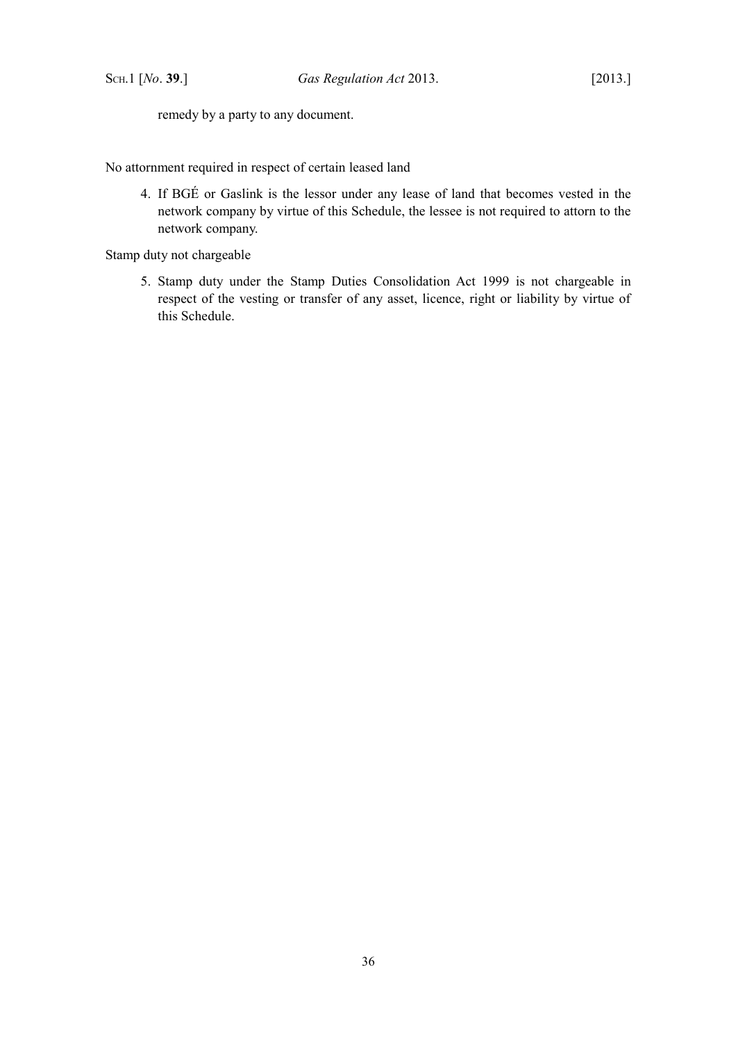remedy by a party to any document.

No attornment required in respect of certain leased land

4. If BGÉ or Gaslink is the lessor under any lease of land that becomes vested in the network company by virtue of this Schedule, the lessee is not required to attorn to the network company.

Stamp duty not chargeable

5. Stamp duty under the Stamp Duties Consolidation Act 1999 is not chargeable in respect of the vesting or transfer of any asset, licence, right or liability by virtue of this Schedule.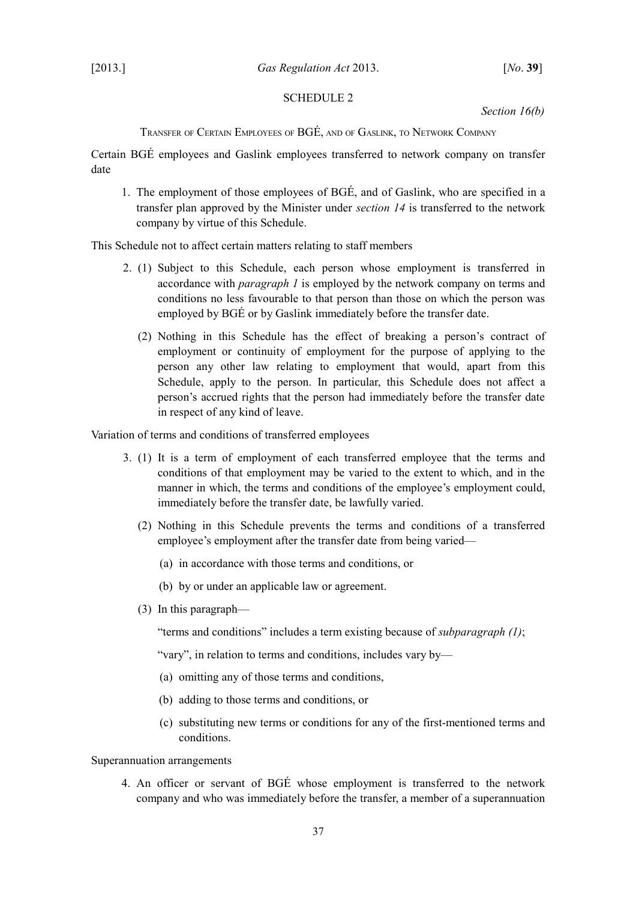## SCHEDULE 2

*Section 16(b)*

### Transfer of Certain Employees of BGÉ, and of Gaslink, to Network Company

Certain BGÉ employees and Gaslink employees transferred to network company on transfer date

1. The employment of those employees of BGÉ, and of Gaslink, who are specified in a transfer plan approved by the Minister under *section 14* is transferred to the network company by virtue of this Schedule.

This Schedule not to affect certain matters relating to staff members

2. (1) Subject to this Schedule, each person whose employment is transferred in accordance with *paragraph 1* is employed by the network company on terms and conditions no less favourable to that person than those on which the person was employed by BGÉ or by Gaslink immediately before the transfer date.

   (2) Nothing in this Schedule has the effect of breaking a person's contract of employment or continuity of employment for the purpose of applying to the person any other law relating to employment that would, apart from this Schedule, apply to the person. In particular, this Schedule does not affect a person's accrued rights that the person had immediately before the transfer date in respect of any kind of leave.

Variation of terms and conditions of transferred employees

3. (1) It is a term of employment of each transferred employee that the terms and conditions of that employment may be varied to the extent to which, and in the manner in which, the terms and conditions of the employee's employment could, immediately before the transfer date, be lawfully varied.

   (2) Nothing in this Schedule prevents the terms and conditions of a transferred employee's employment after the transfer date from being varied—

   (a) in accordance with those terms and conditions, or

   (b) by or under an applicable law or agreement.

   (3) In this paragraph—

   "terms and conditions" includes a term existing because of *subparagraph (1)*;

   "vary", in relation to terms and conditions, includes vary by—

   (a) omitting any of those terms and conditions,

   (b) adding to those terms and conditions, or

   (c) substituting new terms or conditions for any of the first-mentioned terms and conditions.

Superannuation arrangements

4. An officer or servant of BGÉ whose employment is transferred to the network company and who was immediately before the transfer, a member of a superannuation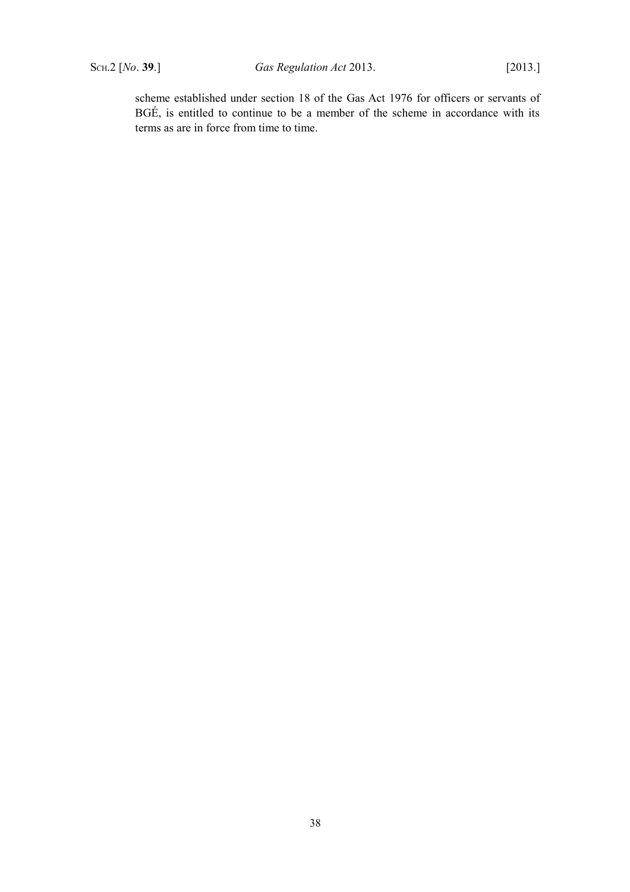scheme established under section 18 of the Gas Act 1976 for officers or servants of BGÉ, is entitled to continue to be a member of the scheme in accordance with its terms as are in force from time to time.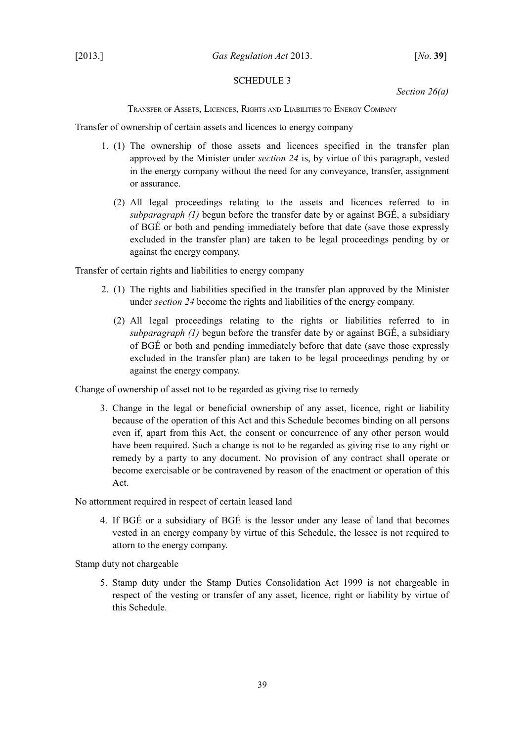SCHEDULE 3

*Section 26(a)*

TRANSFER OF ASSETS, LICENCES, RIGHTS AND LIABILITIES TO ENERGY COMPANY

Transfer of ownership of certain assets and licences to energy company

1. (1) The ownership of those assets and licences specified in the transfer plan approved by the Minister under *section 24* is, by virtue of this paragraph, vested in the energy company without the need for any conveyance, transfer, assignment or assurance.

   (2) All legal proceedings relating to the assets and licences referred to in *subparagraph (1)* begun before the transfer date by or against BGÉ, a subsidiary of BGÉ or both and pending immediately before that date (save those expressly excluded in the transfer plan) are taken to be legal proceedings pending by or against the energy company.

Transfer of certain rights and liabilities to energy company

2. (1) The rights and liabilities specified in the transfer plan approved by the Minister under *section 24* become the rights and liabilities of the energy company.

   (2) All legal proceedings relating to the rights or liabilities referred to in *subparagraph (1)* begun before the transfer date by or against BGÉ, a subsidiary of BGÉ or both and pending immediately before that date (save those expressly excluded in the transfer plan) are taken to be legal proceedings pending by or against the energy company.

Change of ownership of asset not to be regarded as giving rise to remedy

3. Change in the legal or beneficial ownership of any asset, licence, right or liability because of the operation of this Act and this Schedule becomes binding on all persons even if, apart from this Act, the consent or concurrence of any other person would have been required. Such a change is not to be regarded as giving rise to any right or remedy by a party to any document. No provision of any contract shall operate or become exercisable or be contravened by reason of the enactment or operation of this Act.

No attornment required in respect of certain leased land

4. If BGÉ or a subsidiary of BGÉ is the lessor under any lease of land that becomes vested in an energy company by virtue of this Schedule, the lessee is not required to attorn to the energy company.

Stamp duty not chargeable

5. Stamp duty under the Stamp Duties Consolidation Act 1999 is not chargeable in respect of the vesting or transfer of any asset, licence, right or liability by virtue of this Schedule.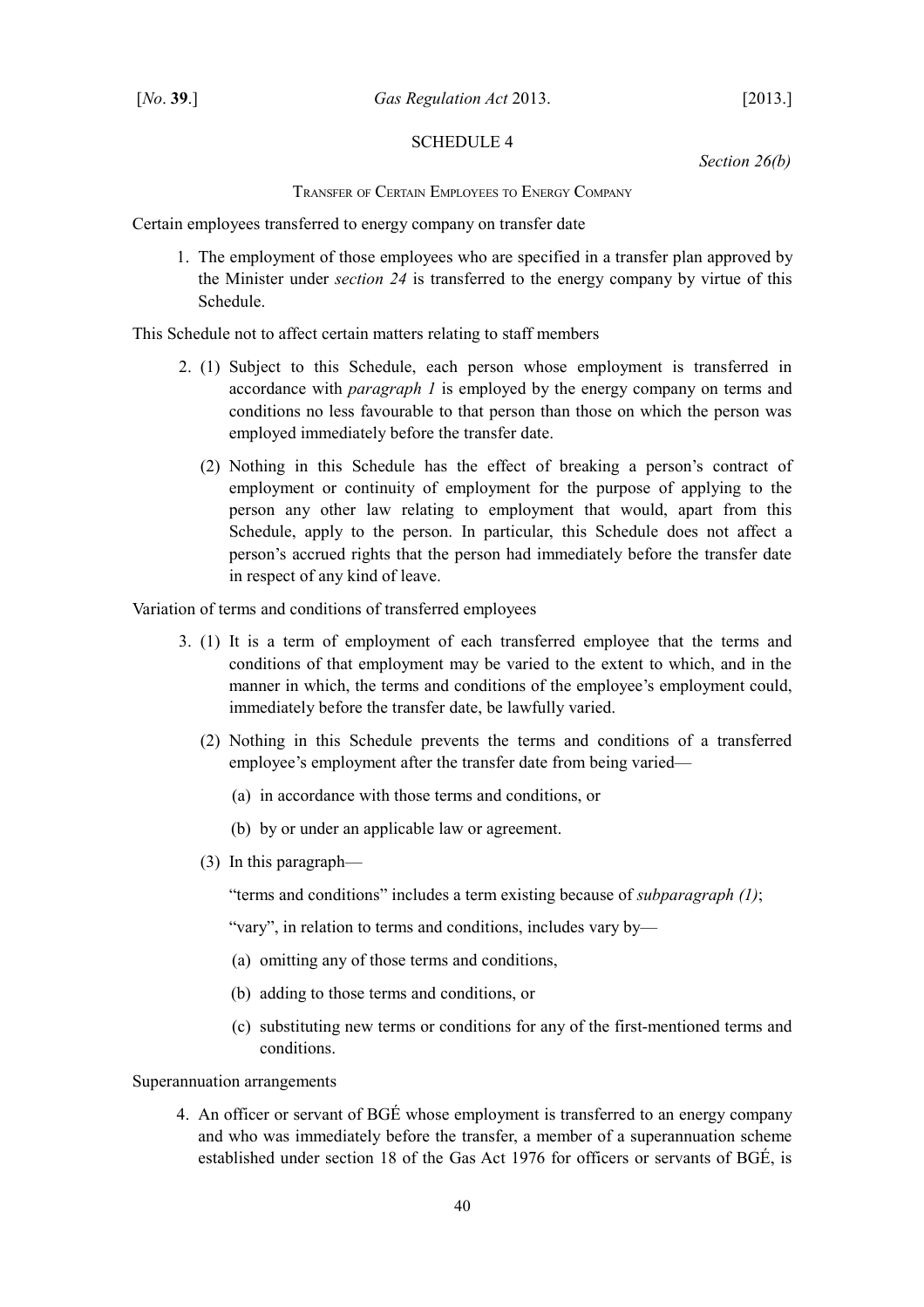## SCHEDULE 4

*Section 26(b)*

### TRANSFER OF CERTAIN EMPLOYEES TO ENERGY COMPANY

Certain employees transferred to energy company on transfer date

1. The employment of those employees who are specified in a transfer plan approved by the Minister under *section 24* is transferred to the energy company by virtue of this Schedule.

This Schedule not to affect certain matters relating to staff members

2. (1) Subject to this Schedule, each person whose employment is transferred in accordance with *paragraph 1* is employed by the energy company on terms and conditions no less favourable to that person than those on which the person was employed immediately before the transfer date.

   (2) Nothing in this Schedule has the effect of breaking a person's contract of employment or continuity of employment for the purpose of applying to the person any other law relating to employment that would, apart from this Schedule, apply to the person. In particular, this Schedule does not affect a person's accrued rights that the person had immediately before the transfer date in respect of any kind of leave.

Variation of terms and conditions of transferred employees

3. (1) It is a term of employment of each transferred employee that the terms and conditions of that employment may be varied to the extent to which, and in the manner in which, the terms and conditions of the employee's employment could, immediately before the transfer date, be lawfully varied.

   (2) Nothing in this Schedule prevents the terms and conditions of a transferred employee's employment after the transfer date from being varied—

   (a) in accordance with those terms and conditions, or

   (b) by or under an applicable law or agreement.

   (3) In this paragraph—

   "terms and conditions" includes a term existing because of *subparagraph (1)*;

   "vary", in relation to terms and conditions, includes vary by—

   (a) omitting any of those terms and conditions,

   (b) adding to those terms and conditions, or

   (c) substituting new terms or conditions for any of the first-mentioned terms and conditions.

Superannuation arrangements

4. An officer or servant of BGÉ whose employment is transferred to an energy company and who was immediately before the transfer, a member of a superannuation scheme established under section 18 of the Gas Act 1976 for officers or servants of BGÉ, is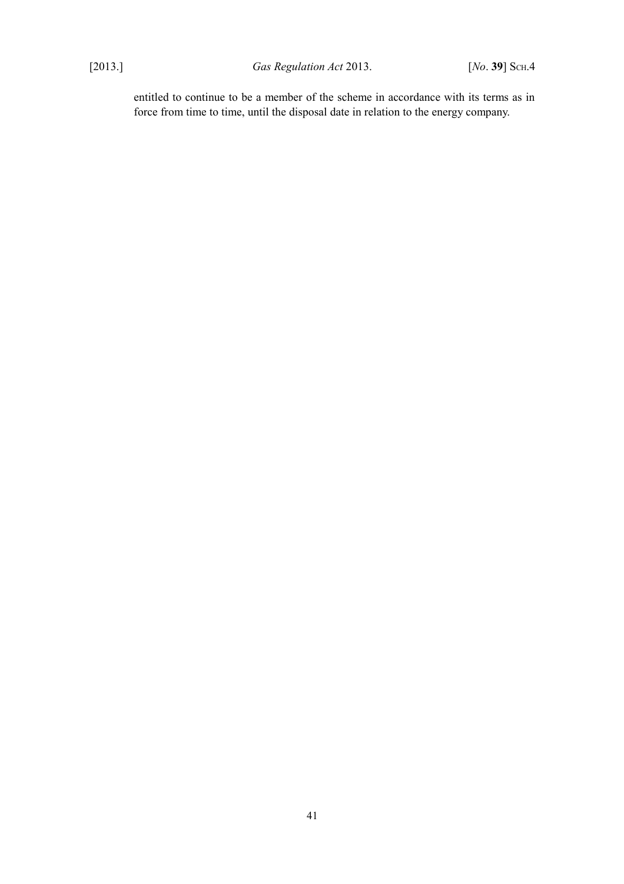entitled to continue to be a member of the scheme in accordance with its terms as in force from time to time, until the disposal date in relation to the energy company.